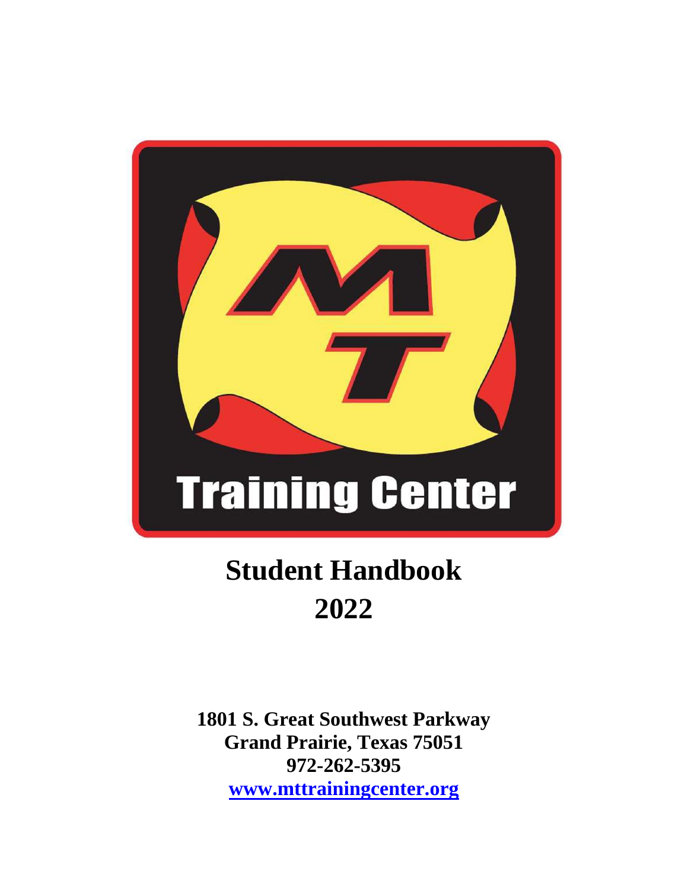MT

Training Center

# Student Handbook 2022

**1801 S. Great Southwest Parkway**
**Grand Prairie, Texas 75051**
**972-262-5395**
**[www.mttrainingcenter.org](http://www.mttrainingcenter.org)**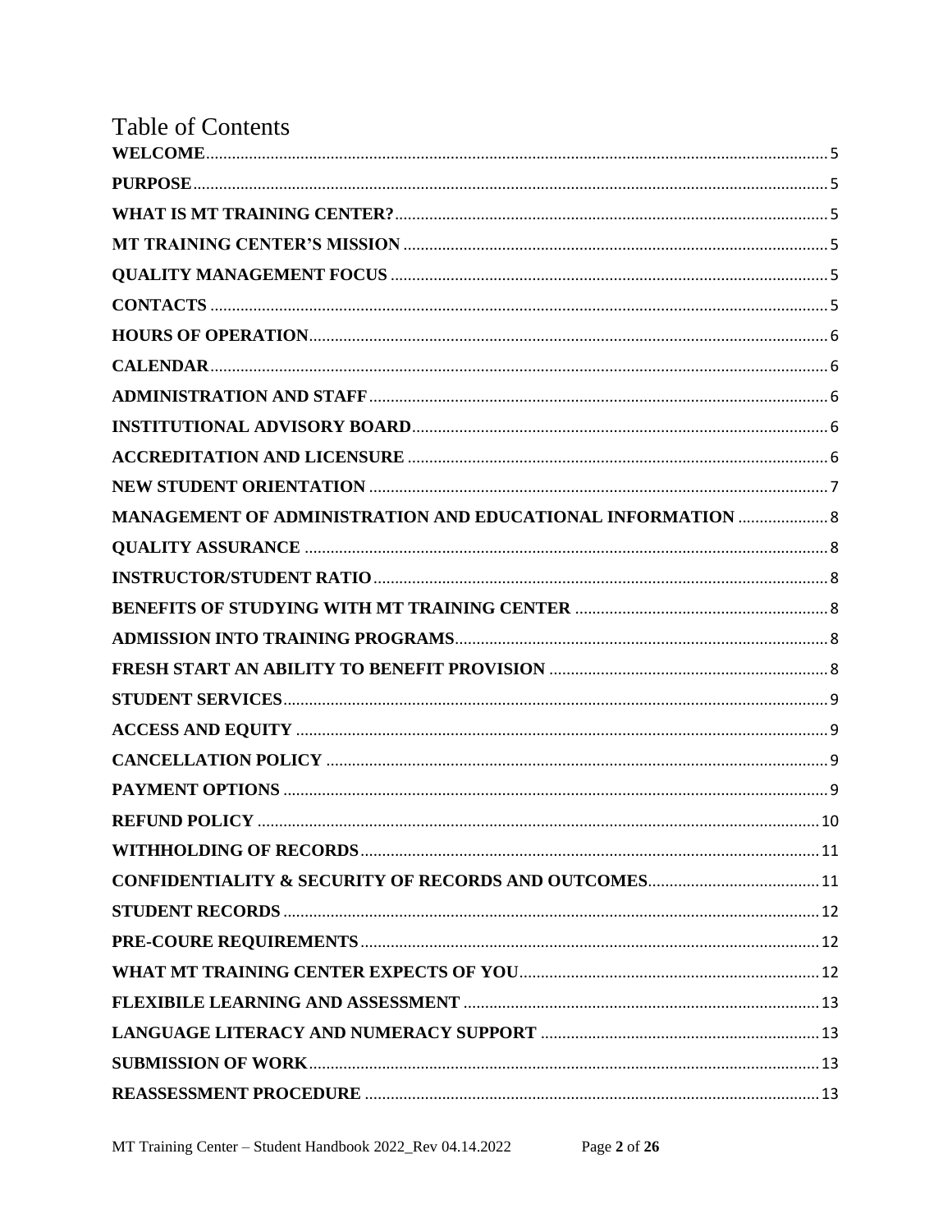# Table of Contents

| | |
|---|---|
| **WELCOME** | 5 |
| **PURPOSE** | 5 |
| **WHAT IS MT TRAINING CENTER?** | 5 |
| **MT TRAINING CENTER'S MISSION** | 5 |
| **QUALITY MANAGEMENT FOCUS** | 5 |
| **CONTACTS** | 5 |
| **HOURS OF OPERATION** | 6 |
| **CALENDAR** | 6 |
| **ADMINISTRATION AND STAFF** | 6 |
| **INSTITUTIONAL ADVISORY BOARD** | 6 |
| **ACCREDITATION AND LICENSURE** | 6 |
| **NEW STUDENT ORIENTATION** | 7 |
| **MANAGEMENT OF ADMINISTRATION AND EDUCATIONAL INFORMATION** | 8 |
| **QUALITY ASSURANCE** | 8 |
| **INSTRUCTOR/STUDENT RATIO** | 8 |
| **BENEFITS OF STUDYING WITH MT TRAINING CENTER** | 8 |
| **ADMISSION INTO TRAINING PROGRAMS** | 8 |
| **FRESH START AN ABILITY TO BENEFIT PROVISION** | 8 |
| **STUDENT SERVICES** | 9 |
| **ACCESS AND EQUITY** | 9 |
| **CANCELLATION POLICY** | 9 |
| **PAYMENT OPTIONS** | 9 |
| **REFUND POLICY** | 10 |
| **WITHHOLDING OF RECORDS** | 11 |
| **CONFIDENTIALITY & SECURITY OF RECORDS AND OUTCOMES** | 11 |
| **STUDENT RECORDS** | 12 |
| **PRE-COURE REQUIREMENTS** | 12 |
| **WHAT MT TRAINING CENTER EXPECTS OF YOU** | 12 |
| **FLEXIBILE LEARNING AND ASSESSMENT** | 13 |
| **LANGUAGE LITERACY AND NUMERACY SUPPORT** | 13 |
| **SUBMISSION OF WORK** | 13 |
| **REASSESSMENT PROCEDURE** | 13 |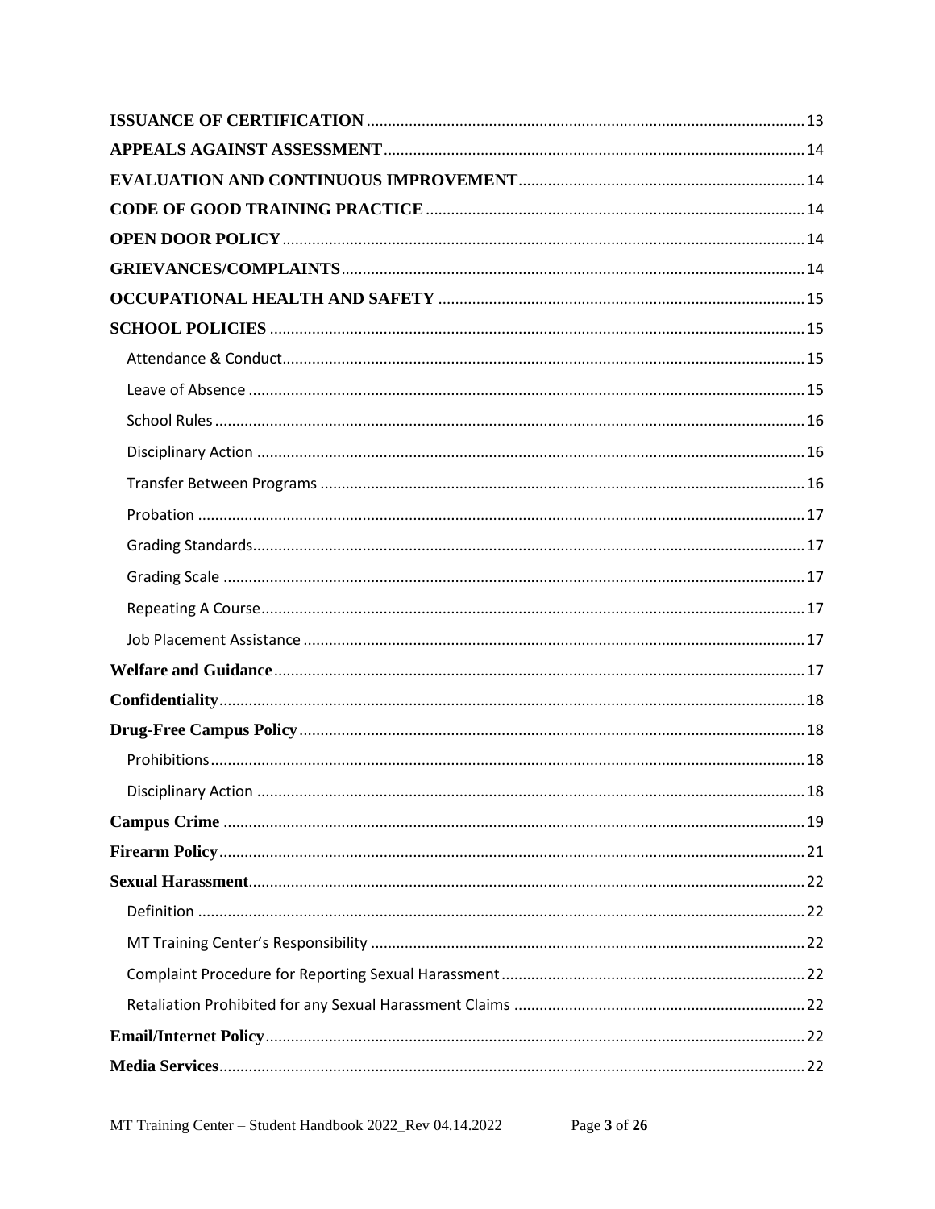**ISSUANCE OF CERTIFICATION** .......... 13
**APPEALS AGAINST ASSESSMENT** .......... 14
**EVALUATION AND CONTINUOUS IMPROVEMENT** .......... 14
**CODE OF GOOD TRAINING PRACTICE** .......... 14
**OPEN DOOR POLICY** .......... 14
**GRIEVANCES/COMPLAINTS** .......... 14
**OCCUPATIONAL HEALTH AND SAFETY** .......... 15
**SCHOOL POLICIES** .......... 15
- Attendance & Conduct .......... 15
- Leave of Absence .......... 15
- School Rules .......... 16
- Disciplinary Action .......... 16
- Transfer Between Programs .......... 16
- Probation .......... 17
- Grading Standards .......... 17
- Grading Scale .......... 17
- Repeating A Course .......... 17
- Job Placement Assistance .......... 17

**Welfare and Guidance** .......... 17
**Confidentiality** .......... 18
**Drug-Free Campus Policy** .......... 18
- Prohibitions .......... 18
- Disciplinary Action .......... 18

**Campus Crime** .......... 19
**Firearm Policy** .......... 21
**Sexual Harassment** .......... 22
- Definition .......... 22
- MT Training Center's Responsibility .......... 22
- Complaint Procedure for Reporting Sexual Harassment .......... 22
- Retaliation Prohibited for any Sexual Harassment Claims .......... 22

**Email/Internet Policy** .......... 22
**Media Services** .......... 22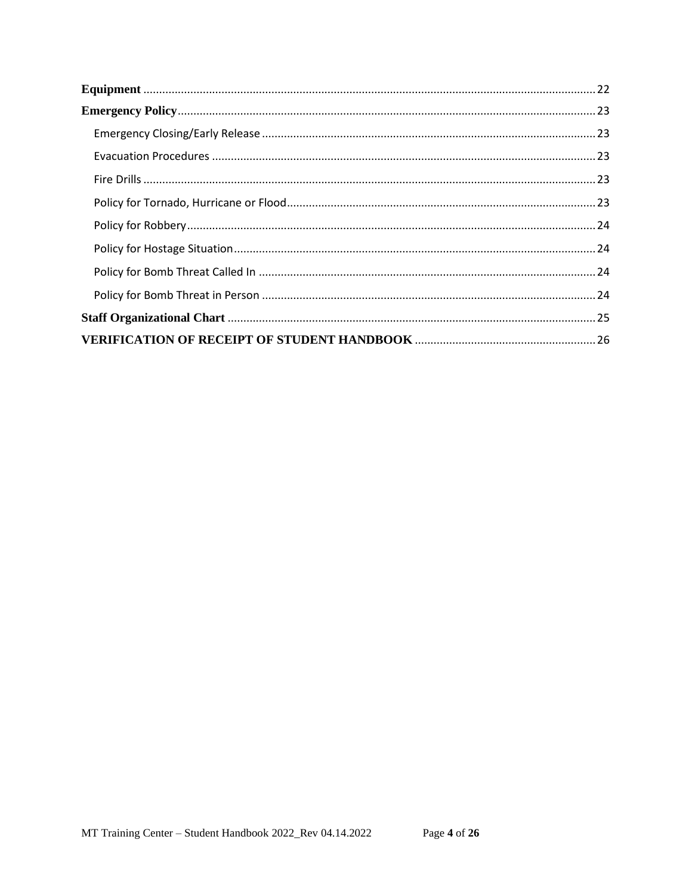**Equipment** .......... 22

**Emergency Policy** .......... 23

- Emergency Closing/Early Release .......... 23
- Evacuation Procedures .......... 23
- Fire Drills .......... 23
- Policy for Tornado, Hurricane or Flood .......... 23
- Policy for Robbery .......... 24
- Policy for Hostage Situation .......... 24
- Policy for Bomb Threat Called In .......... 24
- Policy for Bomb Threat in Person .......... 24

**Staff Organizational Chart** .......... 25

**VERIFICATION OF RECEIPT OF STUDENT HANDBOOK** .......... 26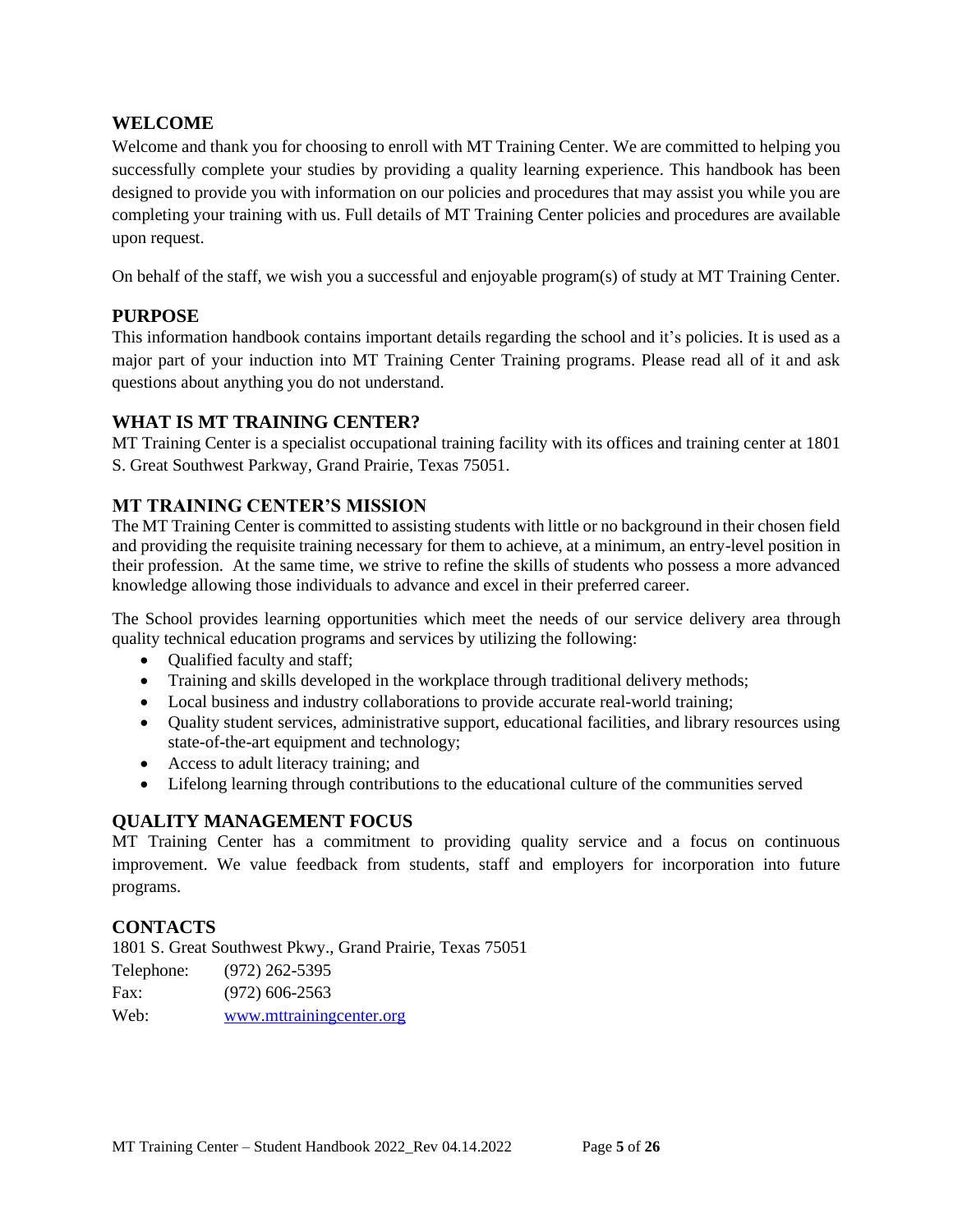## WELCOME

Welcome and thank you for choosing to enroll with MT Training Center. We are committed to helping you successfully complete your studies by providing a quality learning experience. This handbook has been designed to provide you with information on our policies and procedures that may assist you while you are completing your training with us. Full details of MT Training Center policies and procedures are available upon request.

On behalf of the staff, we wish you a successful and enjoyable program(s) of study at MT Training Center.

## PURPOSE

This information handbook contains important details regarding the school and it's policies. It is used as a major part of your induction into MT Training Center Training programs. Please read all of it and ask questions about anything you do not understand.

## WHAT IS MT TRAINING CENTER?

MT Training Center is a specialist occupational training facility with its offices and training center at 1801 S. Great Southwest Parkway, Grand Prairie, Texas 75051.

## MT TRAINING CENTER'S MISSION

The MT Training Center is committed to assisting students with little or no background in their chosen field and providing the requisite training necessary for them to achieve, at a minimum, an entry-level position in their profession. At the same time, we strive to refine the skills of students who possess a more advanced knowledge allowing those individuals to advance and excel in their preferred career.

The School provides learning opportunities which meet the needs of our service delivery area through quality technical education programs and services by utilizing the following:

- Qualified faculty and staff;
- Training and skills developed in the workplace through traditional delivery methods;
- Local business and industry collaborations to provide accurate real-world training;
- Quality student services, administrative support, educational facilities, and library resources using state-of-the-art equipment and technology;
- Access to adult literacy training; and
- Lifelong learning through contributions to the educational culture of the communities served

## QUALITY MANAGEMENT FOCUS

MT Training Center has a commitment to providing quality service and a focus on continuous improvement. We value feedback from students, staff and employers for incorporation into future programs.

## CONTACTS

1801 S. Great Southwest Pkwy., Grand Prairie, Texas 75051

Telephone: (972) 262-5395

Fax: (972) 606-2563

Web: www.mttrainingcenter.org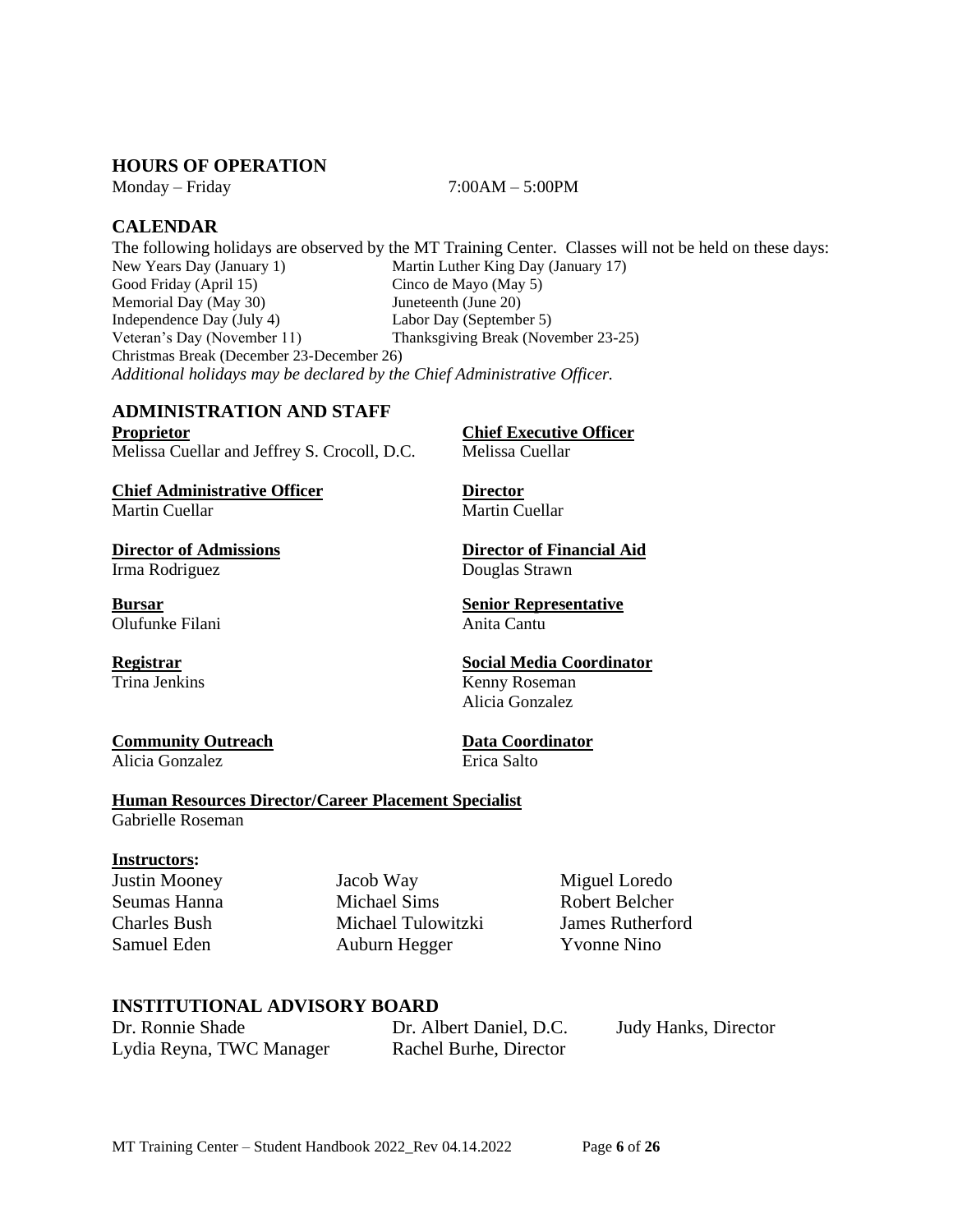## HOURS OF OPERATION

Monday – Friday 7:00AM – 5:00PM

## CALENDAR

The following holidays are observed by the MT Training Center. Classes will not be held on these days:

- New Years Day (January 1)
- Martin Luther King Day (January 17)
- Good Friday (April 15)
- Cinco de Mayo (May 5)
- Memorial Day (May 30)
- Juneteenth (June 20)
- Independence Day (July 4)
- Labor Day (September 5)
- Veteran's Day (November 11)
- Thanksgiving Break (November 23-25)
- Christmas Break (December 23-December 26)

*Additional holidays may be declared by the Chief Administrative Officer.*

## ADMINISTRATION AND STAFF

**Proprietor**
Melissa Cuellar and Jeffrey S. Crocoll, D.C.

**Chief Executive Officer**
Melissa Cuellar

**Chief Administrative Officer**
Martin Cuellar

**Director**
Martin Cuellar

**Director of Admissions**
Irma Rodriguez

**Director of Financial Aid**
Douglas Strawn

**Bursar**
Olufunke Filani

**Senior Representative**
Anita Cantu

**Registrar**
Trina Jenkins

**Social Media Coordinator**
Kenny Roseman
Alicia Gonzalez

**Community Outreach**
Alicia Gonzalez

**Data Coordinator**
Erica Salto

**Human Resources Director/Career Placement Specialist**
Gabrielle Roseman

**Instructors:**

- Justin Mooney
- Seumas Hanna
- Charles Bush
- Samuel Eden
- Jacob Way
- Michael Sims
- Michael Tulowitzki
- Auburn Hegger
- Miguel Loredo
- Robert Belcher
- James Rutherford
- Yvonne Nino

## INSTITUTIONAL ADVISORY BOARD

- Dr. Ronnie Shade
- Lydia Reyna, TWC Manager
- Dr. Albert Daniel, D.C.
- Rachel Burhe, Director
- Judy Hanks, Director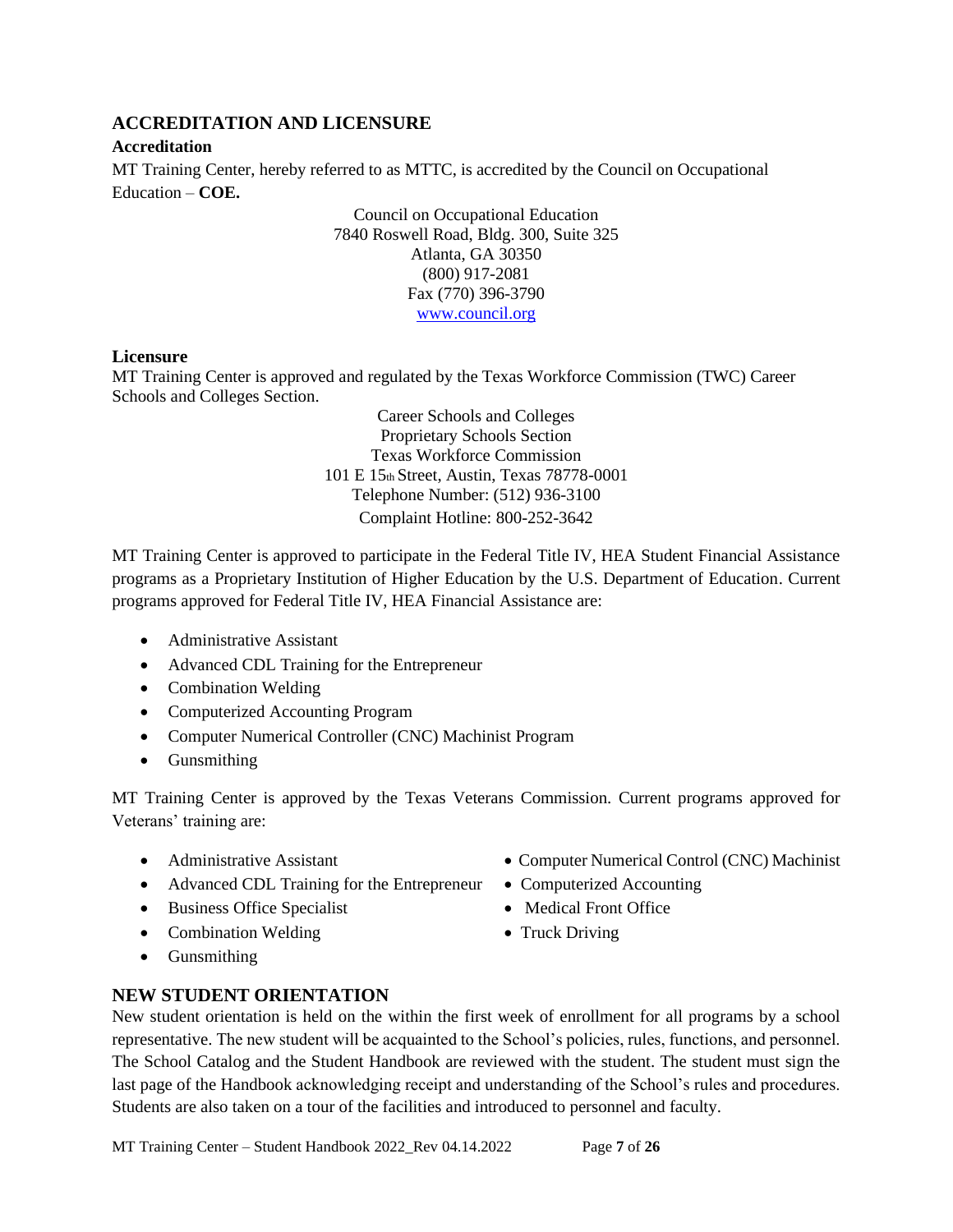## ACCREDITATION AND LICENSURE

### Accreditation

MT Training Center, hereby referred to as MTTC, is accredited by the Council on Occupational Education – **COE.**

Council on Occupational Education
7840 Roswell Road, Bldg. 300, Suite 325
Atlanta, GA 30350
(800) 917-2081
Fax (770) 396-3790
www.council.org

### Licensure

MT Training Center is approved and regulated by the Texas Workforce Commission (TWC) Career Schools and Colleges Section.

Career Schools and Colleges
Proprietary Schools Section
Texas Workforce Commission
101 E 15th Street, Austin, Texas 78778-0001
Telephone Number: (512) 936-3100
Complaint Hotline: 800-252-3642

MT Training Center is approved to participate in the Federal Title IV, HEA Student Financial Assistance programs as a Proprietary Institution of Higher Education by the U.S. Department of Education. Current programs approved for Federal Title IV, HEA Financial Assistance are:

- Administrative Assistant
- Advanced CDL Training for the Entrepreneur
- Combination Welding
- Computerized Accounting Program
- Computer Numerical Controller (CNC) Machinist Program
- Gunsmithing

MT Training Center is approved by the Texas Veterans Commission. Current programs approved for Veterans' training are:

- Administrative Assistant
- Advanced CDL Training for the Entrepreneur
- Business Office Specialist
- Combination Welding
- Gunsmithing
- Computer Numerical Control (CNC) Machinist
- Computerized Accounting
- Medical Front Office
- Truck Driving

## NEW STUDENT ORIENTATION

New student orientation is held on the within the first week of enrollment for all programs by a school representative. The new student will be acquainted to the School's policies, rules, functions, and personnel. The School Catalog and the Student Handbook are reviewed with the student. The student must sign the last page of the Handbook acknowledging receipt and understanding of the School's rules and procedures. Students are also taken on a tour of the facilities and introduced to personnel and faculty.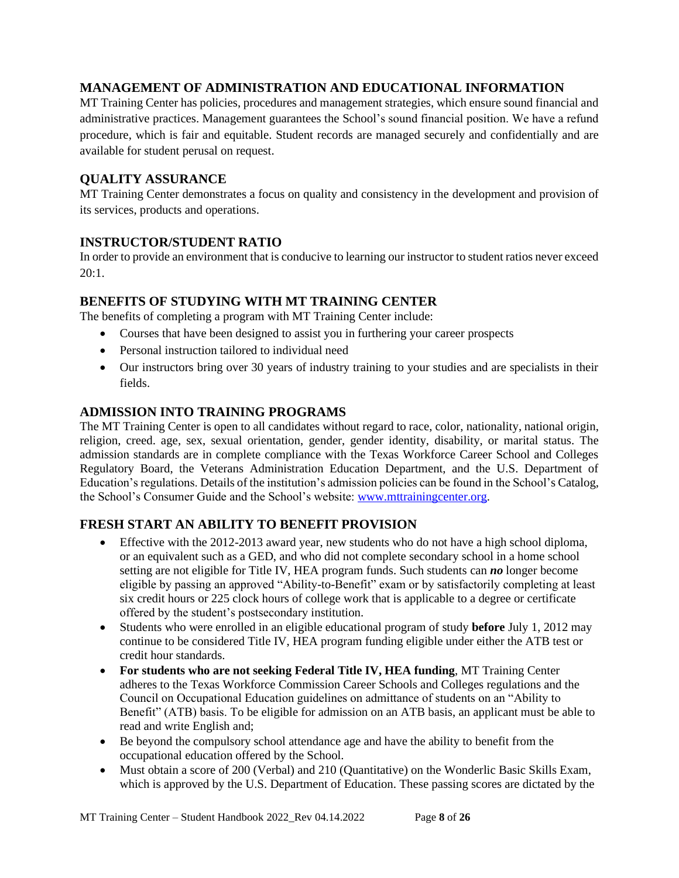## MANAGEMENT OF ADMINISTRATION AND EDUCATIONAL INFORMATION

MT Training Center has policies, procedures and management strategies, which ensure sound financial and administrative practices. Management guarantees the School's sound financial position. We have a refund procedure, which is fair and equitable. Student records are managed securely and confidentially and are available for student perusal on request.

## QUALITY ASSURANCE

MT Training Center demonstrates a focus on quality and consistency in the development and provision of its services, products and operations.

## INSTRUCTOR/STUDENT RATIO

In order to provide an environment that is conducive to learning our instructor to student ratios never exceed 20:1.

## BENEFITS OF STUDYING WITH MT TRAINING CENTER

The benefits of completing a program with MT Training Center include:

- Courses that have been designed to assist you in furthering your career prospects
- Personal instruction tailored to individual need
- Our instructors bring over 30 years of industry training to your studies and are specialists in their fields.

## ADMISSION INTO TRAINING PROGRAMS

The MT Training Center is open to all candidates without regard to race, color, nationality, national origin, religion, creed. age, sex, sexual orientation, gender, gender identity, disability, or marital status. The admission standards are in complete compliance with the Texas Workforce Career School and Colleges Regulatory Board, the Veterans Administration Education Department, and the U.S. Department of Education's regulations. Details of the institution's admission policies can be found in the School's Catalog, the School's Consumer Guide and the School's website: [www.mttrainingcenter.org](http://www.mttrainingcenter.org).

## FRESH START AN ABILITY TO BENEFIT PROVISION

- Effective with the 2012-2013 award year, new students who do not have a high school diploma, or an equivalent such as a GED, and who did not complete secondary school in a home school setting are not eligible for Title IV, HEA program funds. Such students can ***no*** longer become eligible by passing an approved "Ability-to-Benefit" exam or by satisfactorily completing at least six credit hours or 225 clock hours of college work that is applicable to a degree or certificate offered by the student's postsecondary institution.
- Students who were enrolled in an eligible educational program of study **before** July 1, 2012 may continue to be considered Title IV, HEA program funding eligible under either the ATB test or credit hour standards.
- **For students who are not seeking Federal Title IV, HEA funding**, MT Training Center adheres to the Texas Workforce Commission Career Schools and Colleges regulations and the Council on Occupational Education guidelines on admittance of students on an "Ability to Benefit" (ATB) basis. To be eligible for admission on an ATB basis, an applicant must be able to read and write English and;
- Be beyond the compulsory school attendance age and have the ability to benefit from the occupational education offered by the School.
- Must obtain a score of 200 (Verbal) and 210 (Quantitative) on the Wonderlic Basic Skills Exam, which is approved by the U.S. Department of Education. These passing scores are dictated by the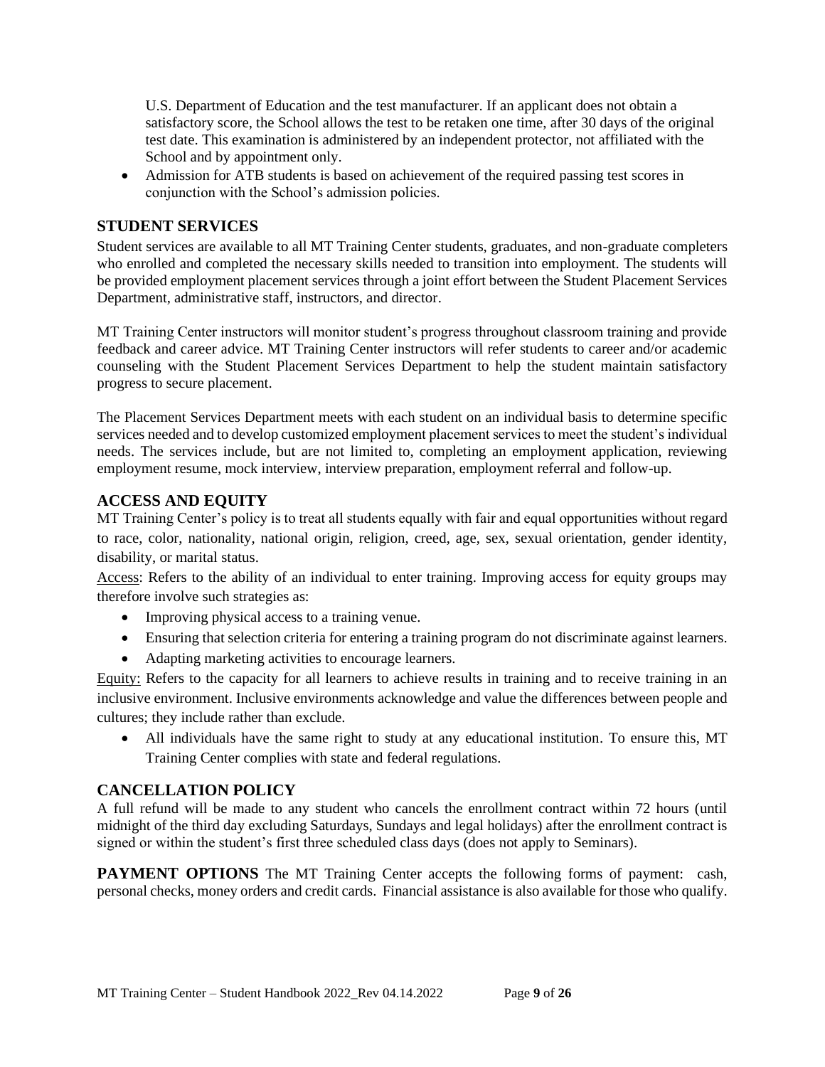U.S. Department of Education and the test manufacturer. If an applicant does not obtain a satisfactory score, the School allows the test to be retaken one time, after 30 days of the original test date. This examination is administered by an independent protector, not affiliated with the School and by appointment only.

- Admission for ATB students is based on achievement of the required passing test scores in conjunction with the School's admission policies.

## STUDENT SERVICES

Student services are available to all MT Training Center students, graduates, and non-graduate completers who enrolled and completed the necessary skills needed to transition into employment. The students will be provided employment placement services through a joint effort between the Student Placement Services Department, administrative staff, instructors, and director.

MT Training Center instructors will monitor student's progress throughout classroom training and provide feedback and career advice. MT Training Center instructors will refer students to career and/or academic counseling with the Student Placement Services Department to help the student maintain satisfactory progress to secure placement.

The Placement Services Department meets with each student on an individual basis to determine specific services needed and to develop customized employment placement services to meet the student's individual needs. The services include, but are not limited to, completing an employment application, reviewing employment resume, mock interview, interview preparation, employment referral and follow-up.

## ACCESS AND EQUITY

MT Training Center's policy is to treat all students equally with fair and equal opportunities without regard to race, color, nationality, national origin, religion, creed, age, sex, sexual orientation, gender identity, disability, or marital status.

Access: Refers to the ability of an individual to enter training. Improving access for equity groups may therefore involve such strategies as:

- Improving physical access to a training venue.
- Ensuring that selection criteria for entering a training program do not discriminate against learners.
- Adapting marketing activities to encourage learners.

Equity: Refers to the capacity for all learners to achieve results in training and to receive training in an inclusive environment. Inclusive environments acknowledge and value the differences between people and cultures; they include rather than exclude.

- All individuals have the same right to study at any educational institution. To ensure this, MT Training Center complies with state and federal regulations.

## CANCELLATION POLICY

A full refund will be made to any student who cancels the enrollment contract within 72 hours (until midnight of the third day excluding Saturdays, Sundays and legal holidays) after the enrollment contract is signed or within the student's first three scheduled class days (does not apply to Seminars).

**PAYMENT OPTIONS** The MT Training Center accepts the following forms of payment: cash, personal checks, money orders and credit cards. Financial assistance is also available for those who qualify.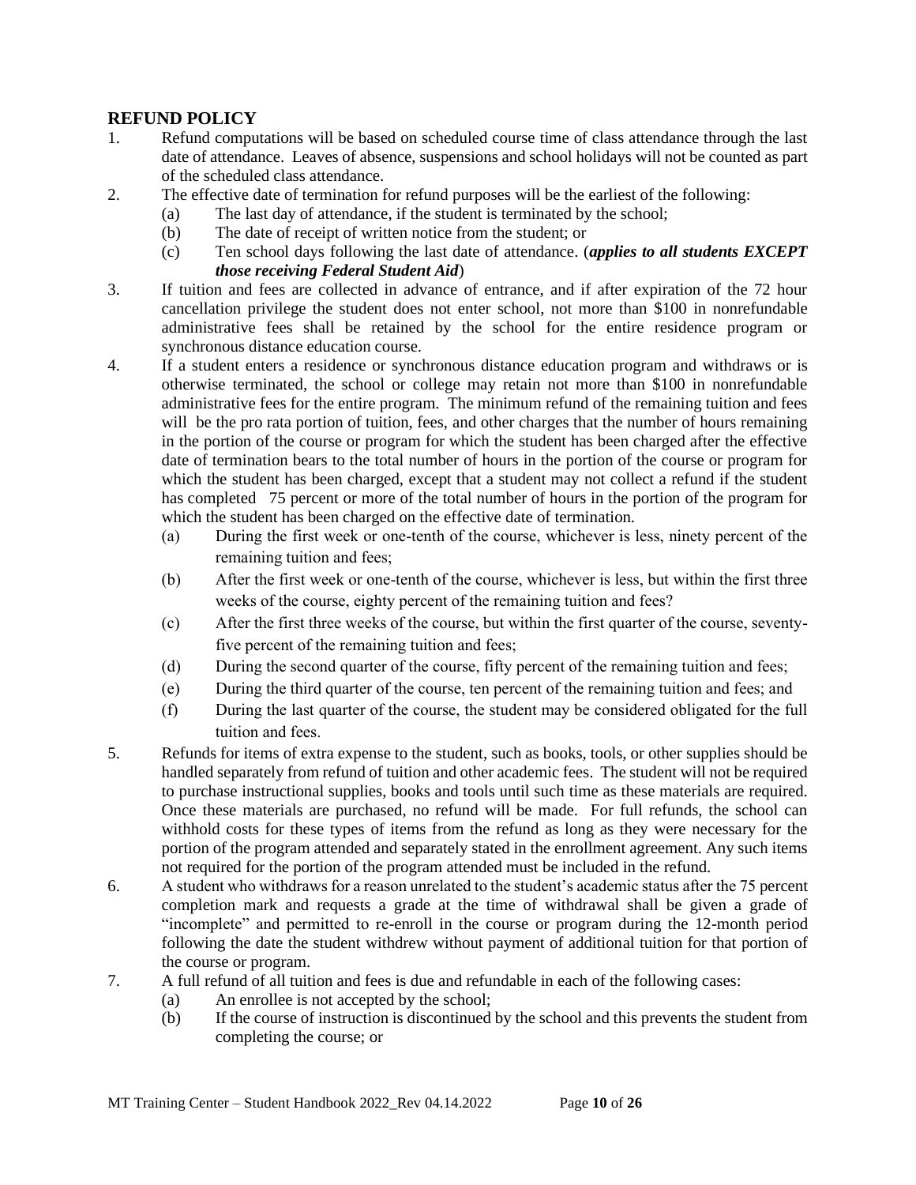## REFUND POLICY

1. Refund computations will be based on scheduled course time of class attendance through the last date of attendance. Leaves of absence, suspensions and school holidays will not be counted as part of the scheduled class attendance.
2. The effective date of termination for refund purposes will be the earliest of the following:
   (a) The last day of attendance, if the student is terminated by the school;
   (b) The date of receipt of written notice from the student; or
   (c) Ten school days following the last date of attendance. (***applies to all students EXCEPT those receiving Federal Student Aid***)
3. If tuition and fees are collected in advance of entrance, and if after expiration of the 72 hour cancellation privilege the student does not enter school, not more than $100 in nonrefundable administrative fees shall be retained by the school for the entire residence program or synchronous distance education course.
4. If a student enters a residence or synchronous distance education program and withdraws or is otherwise terminated, the school or college may retain not more than $100 in nonrefundable administrative fees for the entire program. The minimum refund of the remaining tuition and fees will be the pro rata portion of tuition, fees, and other charges that the number of hours remaining in the portion of the course or program for which the student has been charged after the effective date of termination bears to the total number of hours in the portion of the course or program for which the student has been charged, except that a student may not collect a refund if the student has completed 75 percent or more of the total number of hours in the portion of the program for which the student has been charged on the effective date of termination.
   (a) During the first week or one-tenth of the course, whichever is less, ninety percent of the remaining tuition and fees;
   (b) After the first week or one-tenth of the course, whichever is less, but within the first three weeks of the course, eighty percent of the remaining tuition and fees?
   (c) After the first three weeks of the course, but within the first quarter of the course, seventy-five percent of the remaining tuition and fees;
   (d) During the second quarter of the course, fifty percent of the remaining tuition and fees;
   (e) During the third quarter of the course, ten percent of the remaining tuition and fees; and
   (f) During the last quarter of the course, the student may be considered obligated for the full tuition and fees.
5. Refunds for items of extra expense to the student, such as books, tools, or other supplies should be handled separately from refund of tuition and other academic fees. The student will not be required to purchase instructional supplies, books and tools until such time as these materials are required. Once these materials are purchased, no refund will be made. For full refunds, the school can withhold costs for these types of items from the refund as long as they were necessary for the portion of the program attended and separately stated in the enrollment agreement. Any such items not required for the portion of the program attended must be included in the refund.
6. A student who withdraws for a reason unrelated to the student's academic status after the 75 percent completion mark and requests a grade at the time of withdrawal shall be given a grade of "incomplete" and permitted to re-enroll in the course or program during the 12-month period following the date the student withdrew without payment of additional tuition for that portion of the course or program.
7. A full refund of all tuition and fees is due and refundable in each of the following cases:
   (a) An enrollee is not accepted by the school;
   (b) If the course of instruction is discontinued by the school and this prevents the student from completing the course; or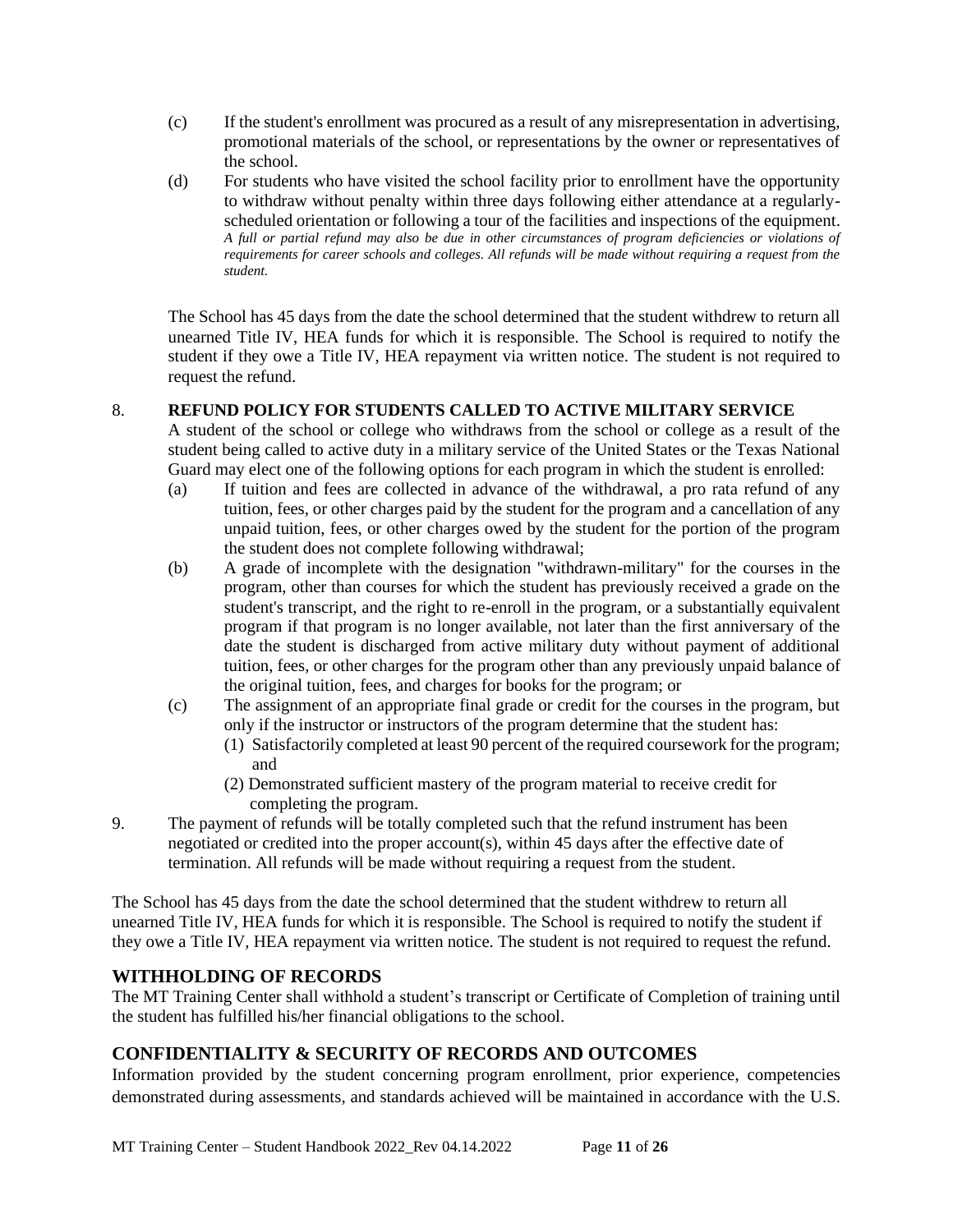(c) If the student's enrollment was procured as a result of any misrepresentation in advertising, promotional materials of the school, or representations by the owner or representatives of the school.

(d) For students who have visited the school facility prior to enrollment have the opportunity to withdraw without penalty within three days following either attendance at a regularly-scheduled orientation or following a tour of the facilities and inspections of the equipment. *A full or partial refund may also be due in other circumstances of program deficiencies or violations of requirements for career schools and colleges. All refunds will be made without requiring a request from the student.*

The School has 45 days from the date the school determined that the student withdrew to return all unearned Title IV, HEA funds for which it is responsible. The School is required to notify the student if they owe a Title IV, HEA repayment via written notice. The student is not required to request the refund.

8. **REFUND POLICY FOR STUDENTS CALLED TO ACTIVE MILITARY SERVICE**

   A student of the school or college who withdraws from the school or college as a result of the student being called to active duty in a military service of the United States or the Texas National Guard may elect one of the following options for each program in which the student is enrolled:

   (a) If tuition and fees are collected in advance of the withdrawal, a pro rata refund of any tuition, fees, or other charges paid by the student for the program and a cancellation of any unpaid tuition, fees, or other charges owed by the student for the portion of the program the student does not complete following withdrawal;

   (b) A grade of incomplete with the designation "withdrawn-military" for the courses in the program, other than courses for which the student has previously received a grade on the student's transcript, and the right to re-enroll in the program, or a substantially equivalent program if that program is no longer available, not later than the first anniversary of the date the student is discharged from active military duty without payment of additional tuition, fees, or other charges for the program other than any previously unpaid balance of the original tuition, fees, and charges for books for the program; or

   (c) The assignment of an appropriate final grade or credit for the courses in the program, but only if the instructor or instructors of the program determine that the student has:

      (1) Satisfactorily completed at least 90 percent of the required coursework for the program; and

      (2) Demonstrated sufficient mastery of the program material to receive credit for completing the program.

9. The payment of refunds will be totally completed such that the refund instrument has been negotiated or credited into the proper account(s), within 45 days after the effective date of termination. All refunds will be made without requiring a request from the student.

The School has 45 days from the date the school determined that the student withdrew to return all unearned Title IV, HEA funds for which it is responsible. The School is required to notify the student if they owe a Title IV, HEA repayment via written notice. The student is not required to request the refund.

## WITHHOLDING OF RECORDS

The MT Training Center shall withhold a student's transcript or Certificate of Completion of training until the student has fulfilled his/her financial obligations to the school.

## CONFIDENTIALITY & SECURITY OF RECORDS AND OUTCOMES

Information provided by the student concerning program enrollment, prior experience, competencies demonstrated during assessments, and standards achieved will be maintained in accordance with the U.S.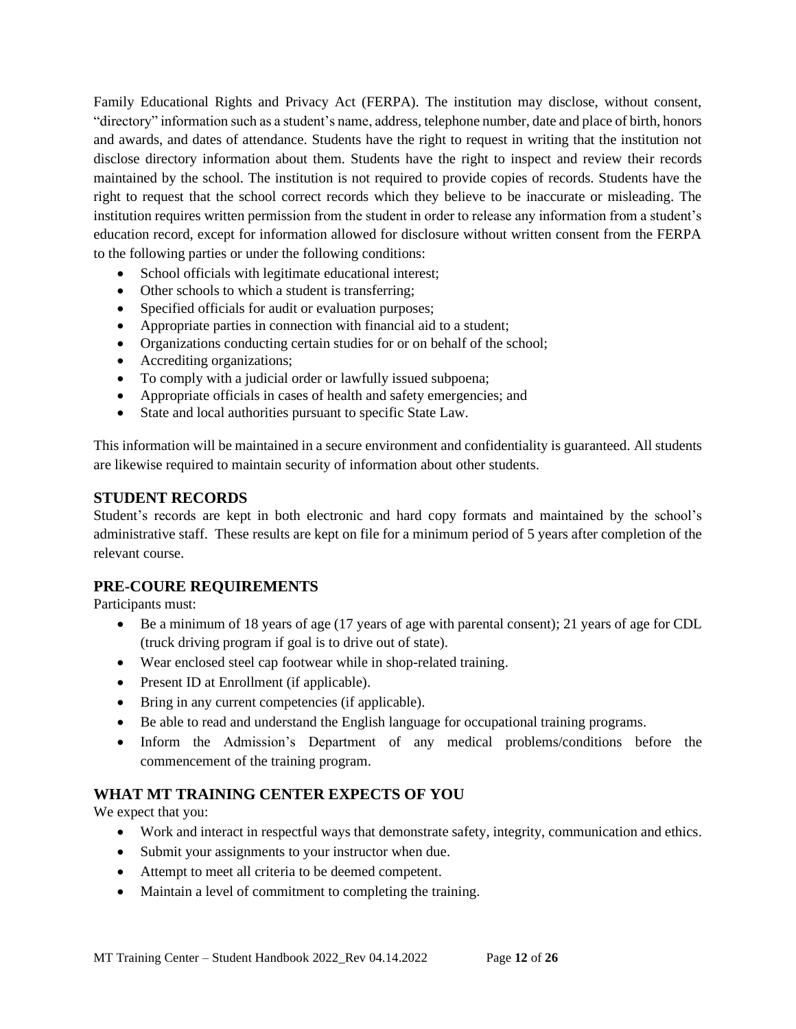Family Educational Rights and Privacy Act (FERPA). The institution may disclose, without consent, "directory" information such as a student's name, address, telephone number, date and place of birth, honors and awards, and dates of attendance. Students have the right to request in writing that the institution not disclose directory information about them. Students have the right to inspect and review their records maintained by the school. The institution is not required to provide copies of records. Students have the right to request that the school correct records which they believe to be inaccurate or misleading. The institution requires written permission from the student in order to release any information from a student's education record, except for information allowed for disclosure without written consent from the FERPA to the following parties or under the following conditions:

- School officials with legitimate educational interest;
- Other schools to which a student is transferring;
- Specified officials for audit or evaluation purposes;
- Appropriate parties in connection with financial aid to a student;
- Organizations conducting certain studies for or on behalf of the school;
- Accrediting organizations;
- To comply with a judicial order or lawfully issued subpoena;
- Appropriate officials in cases of health and safety emergencies; and
- State and local authorities pursuant to specific State Law.

This information will be maintained in a secure environment and confidentiality is guaranteed. All students are likewise required to maintain security of information about other students.

## STUDENT RECORDS

Student's records are kept in both electronic and hard copy formats and maintained by the school's administrative staff. These results are kept on file for a minimum period of 5 years after completion of the relevant course.

## PRE-COURE REQUIREMENTS

Participants must:

- Be a minimum of 18 years of age (17 years of age with parental consent); 21 years of age for CDL (truck driving program if goal is to drive out of state).
- Wear enclosed steel cap footwear while in shop-related training.
- Present ID at Enrollment (if applicable).
- Bring in any current competencies (if applicable).
- Be able to read and understand the English language for occupational training programs.
- Inform the Admission's Department of any medical problems/conditions before the commencement of the training program.

## WHAT MT TRAINING CENTER EXPECTS OF YOU

We expect that you:

- Work and interact in respectful ways that demonstrate safety, integrity, communication and ethics.
- Submit your assignments to your instructor when due.
- Attempt to meet all criteria to be deemed competent.
- Maintain a level of commitment to completing the training.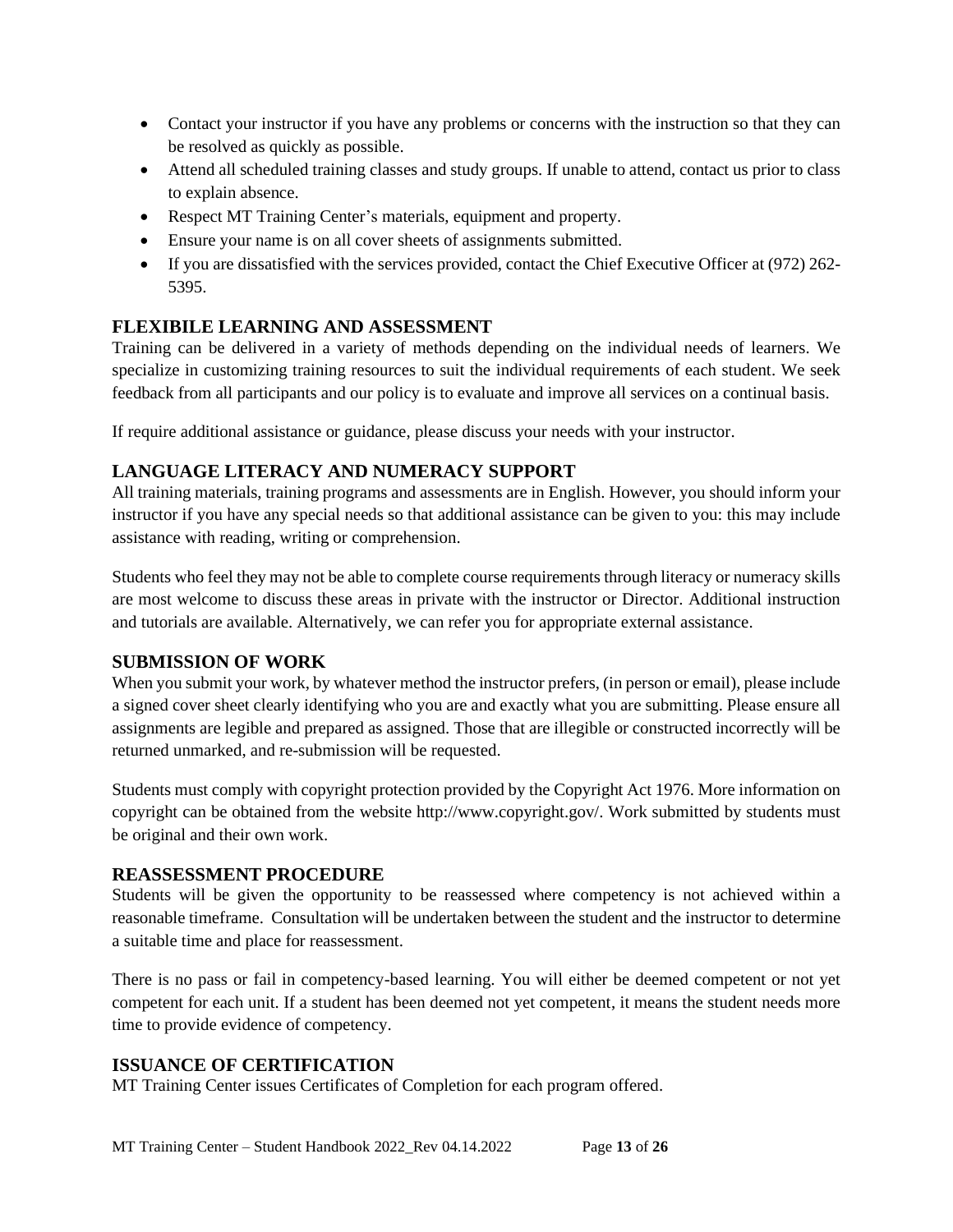- Contact your instructor if you have any problems or concerns with the instruction so that they can be resolved as quickly as possible.
- Attend all scheduled training classes and study groups. If unable to attend, contact us prior to class to explain absence.
- Respect MT Training Center's materials, equipment and property.
- Ensure your name is on all cover sheets of assignments submitted.
- If you are dissatisfied with the services provided, contact the Chief Executive Officer at (972) 262-5395.

## FLEXIBILE LEARNING AND ASSESSMENT

Training can be delivered in a variety of methods depending on the individual needs of learners. We specialize in customizing training resources to suit the individual requirements of each student. We seek feedback from all participants and our policy is to evaluate and improve all services on a continual basis.

If require additional assistance or guidance, please discuss your needs with your instructor.

## LANGUAGE LITERACY AND NUMERACY SUPPORT

All training materials, training programs and assessments are in English. However, you should inform your instructor if you have any special needs so that additional assistance can be given to you: this may include assistance with reading, writing or comprehension.

Students who feel they may not be able to complete course requirements through literacy or numeracy skills are most welcome to discuss these areas in private with the instructor or Director. Additional instruction and tutorials are available. Alternatively, we can refer you for appropriate external assistance.

## SUBMISSION OF WORK

When you submit your work, by whatever method the instructor prefers, (in person or email), please include a signed cover sheet clearly identifying who you are and exactly what you are submitting. Please ensure all assignments are legible and prepared as assigned. Those that are illegible or constructed incorrectly will be returned unmarked, and re-submission will be requested.

Students must comply with copyright protection provided by the Copyright Act 1976. More information on copyright can be obtained from the website http://www.copyright.gov/. Work submitted by students must be original and their own work.

## REASSESSMENT PROCEDURE

Students will be given the opportunity to be reassessed where competency is not achieved within a reasonable timeframe. Consultation will be undertaken between the student and the instructor to determine a suitable time and place for reassessment.

There is no pass or fail in competency-based learning. You will either be deemed competent or not yet competent for each unit. If a student has been deemed not yet competent, it means the student needs more time to provide evidence of competency.

## ISSUANCE OF CERTIFICATION

MT Training Center issues Certificates of Completion for each program offered.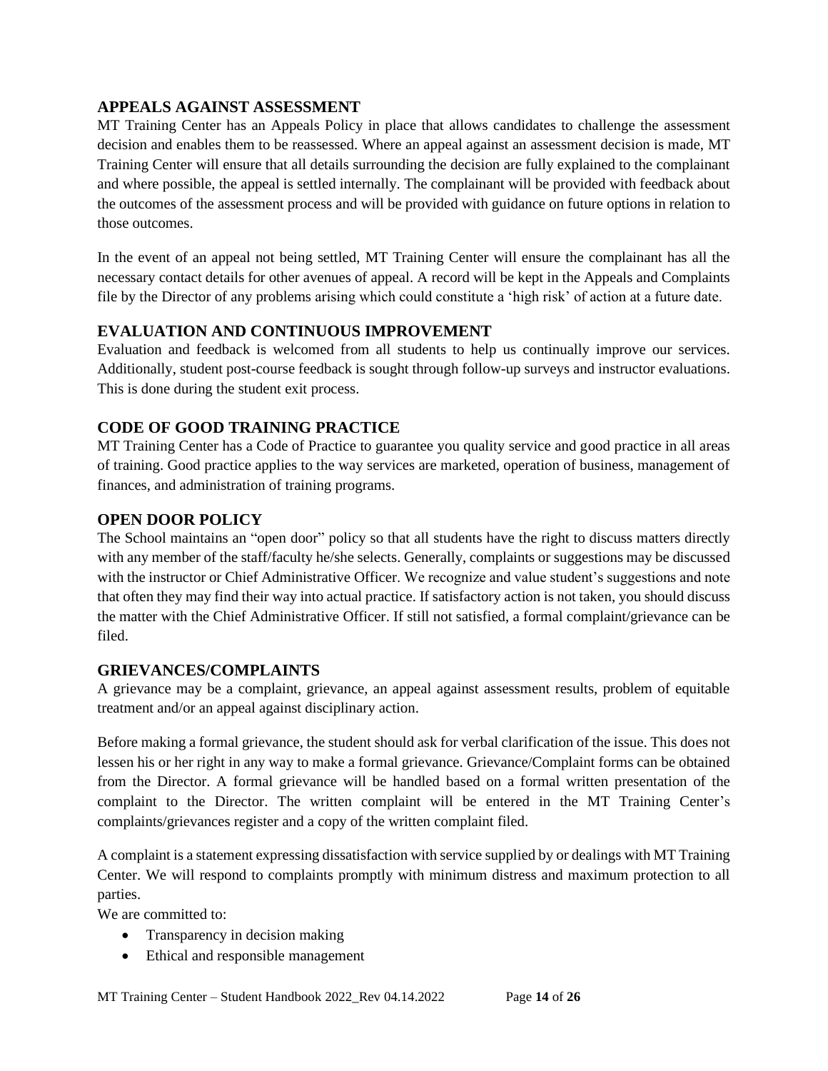## APPEALS AGAINST ASSESSMENT

MT Training Center has an Appeals Policy in place that allows candidates to challenge the assessment decision and enables them to be reassessed. Where an appeal against an assessment decision is made, MT Training Center will ensure that all details surrounding the decision are fully explained to the complainant and where possible, the appeal is settled internally. The complainant will be provided with feedback about the outcomes of the assessment process and will be provided with guidance on future options in relation to those outcomes.

In the event of an appeal not being settled, MT Training Center will ensure the complainant has all the necessary contact details for other avenues of appeal. A record will be kept in the Appeals and Complaints file by the Director of any problems arising which could constitute a 'high risk' of action at a future date.

## EVALUATION AND CONTINUOUS IMPROVEMENT

Evaluation and feedback is welcomed from all students to help us continually improve our services. Additionally, student post-course feedback is sought through follow-up surveys and instructor evaluations. This is done during the student exit process.

## CODE OF GOOD TRAINING PRACTICE

MT Training Center has a Code of Practice to guarantee you quality service and good practice in all areas of training. Good practice applies to the way services are marketed, operation of business, management of finances, and administration of training programs.

## OPEN DOOR POLICY

The School maintains an "open door" policy so that all students have the right to discuss matters directly with any member of the staff/faculty he/she selects. Generally, complaints or suggestions may be discussed with the instructor or Chief Administrative Officer. We recognize and value student's suggestions and note that often they may find their way into actual practice. If satisfactory action is not taken, you should discuss the matter with the Chief Administrative Officer. If still not satisfied, a formal complaint/grievance can be filed.

## GRIEVANCES/COMPLAINTS

A grievance may be a complaint, grievance, an appeal against assessment results, problem of equitable treatment and/or an appeal against disciplinary action.

Before making a formal grievance, the student should ask for verbal clarification of the issue. This does not lessen his or her right in any way to make a formal grievance. Grievance/Complaint forms can be obtained from the Director. A formal grievance will be handled based on a formal written presentation of the complaint to the Director. The written complaint will be entered in the MT Training Center's complaints/grievances register and a copy of the written complaint filed.

A complaint is a statement expressing dissatisfaction with service supplied by or dealings with MT Training Center. We will respond to complaints promptly with minimum distress and maximum protection to all parties.

We are committed to:

- Transparency in decision making
- Ethical and responsible management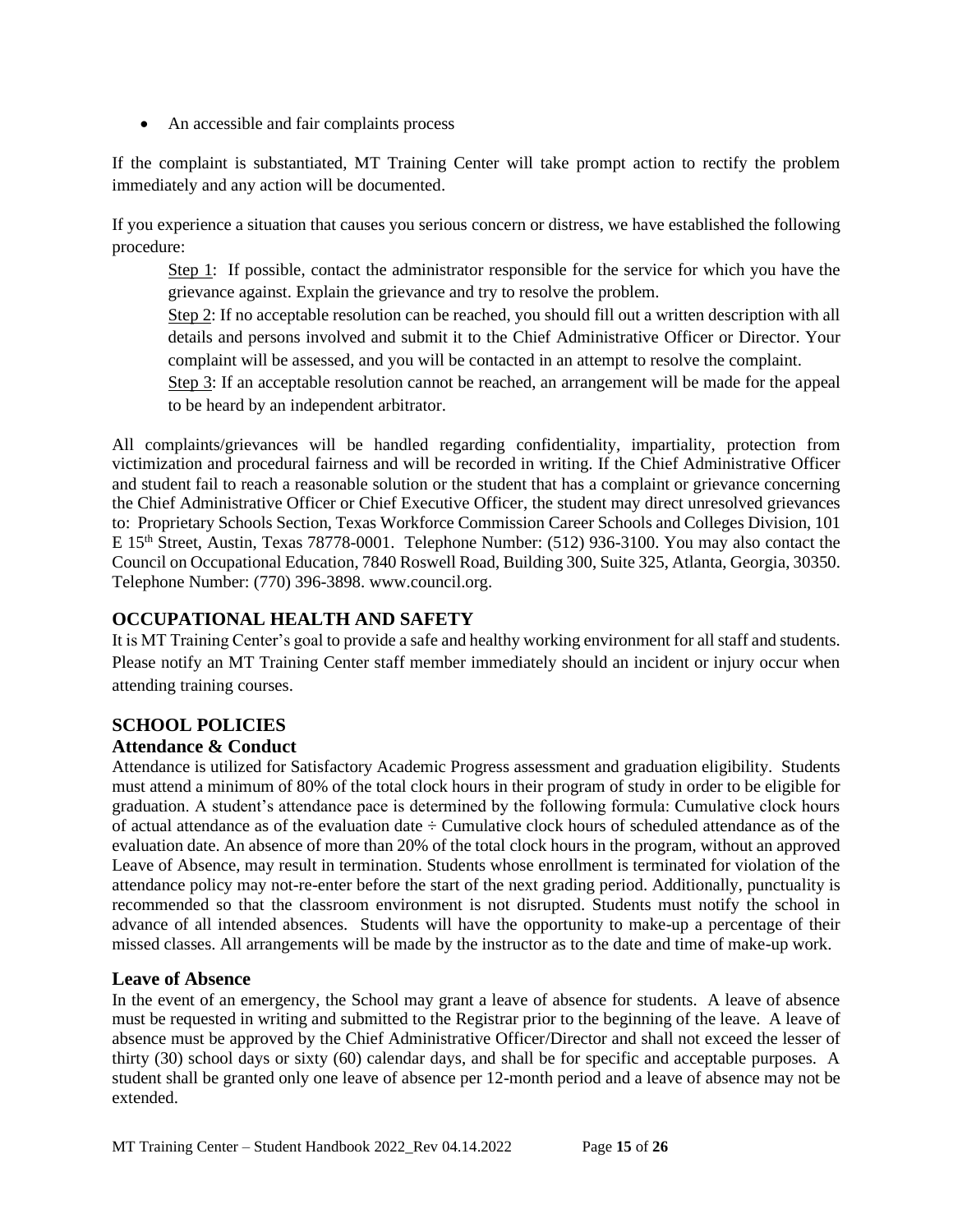- An accessible and fair complaints process

If the complaint is substantiated, MT Training Center will take prompt action to rectify the problem immediately and any action will be documented.

If you experience a situation that causes you serious concern or distress, we have established the following procedure:

Step 1: If possible, contact the administrator responsible for the service for which you have the grievance against. Explain the grievance and try to resolve the problem.

Step 2: If no acceptable resolution can be reached, you should fill out a written description with all details and persons involved and submit it to the Chief Administrative Officer or Director. Your complaint will be assessed, and you will be contacted in an attempt to resolve the complaint.

Step 3: If an acceptable resolution cannot be reached, an arrangement will be made for the appeal to be heard by an independent arbitrator.

All complaints/grievances will be handled regarding confidentiality, impartiality, protection from victimization and procedural fairness and will be recorded in writing. If the Chief Administrative Officer and student fail to reach a reasonable solution or the student that has a complaint or grievance concerning the Chief Administrative Officer or Chief Executive Officer, the student may direct unresolved grievances to: Proprietary Schools Section, Texas Workforce Commission Career Schools and Colleges Division, 101 E 15th Street, Austin, Texas 78778-0001. Telephone Number: (512) 936-3100. You may also contact the Council on Occupational Education, 7840 Roswell Road, Building 300, Suite 325, Atlanta, Georgia, 30350. Telephone Number: (770) 396-3898. www.council.org.

## OCCUPATIONAL HEALTH AND SAFETY

It is MT Training Center's goal to provide a safe and healthy working environment for all staff and students. Please notify an MT Training Center staff member immediately should an incident or injury occur when attending training courses.

## SCHOOL POLICIES

### Attendance & Conduct

Attendance is utilized for Satisfactory Academic Progress assessment and graduation eligibility. Students must attend a minimum of 80% of the total clock hours in their program of study in order to be eligible for graduation. A student's attendance pace is determined by the following formula: Cumulative clock hours of actual attendance as of the evaluation date ÷ Cumulative clock hours of scheduled attendance as of the evaluation date. An absence of more than 20% of the total clock hours in the program, without an approved Leave of Absence, may result in termination. Students whose enrollment is terminated for violation of the attendance policy may not-re-enter before the start of the next grading period. Additionally, punctuality is recommended so that the classroom environment is not disrupted. Students must notify the school in advance of all intended absences. Students will have the opportunity to make-up a percentage of their missed classes. All arrangements will be made by the instructor as to the date and time of make-up work.

### Leave of Absence

In the event of an emergency, the School may grant a leave of absence for students. A leave of absence must be requested in writing and submitted to the Registrar prior to the beginning of the leave. A leave of absence must be approved by the Chief Administrative Officer/Director and shall not exceed the lesser of thirty (30) school days or sixty (60) calendar days, and shall be for specific and acceptable purposes. A student shall be granted only one leave of absence per 12-month period and a leave of absence may not be extended.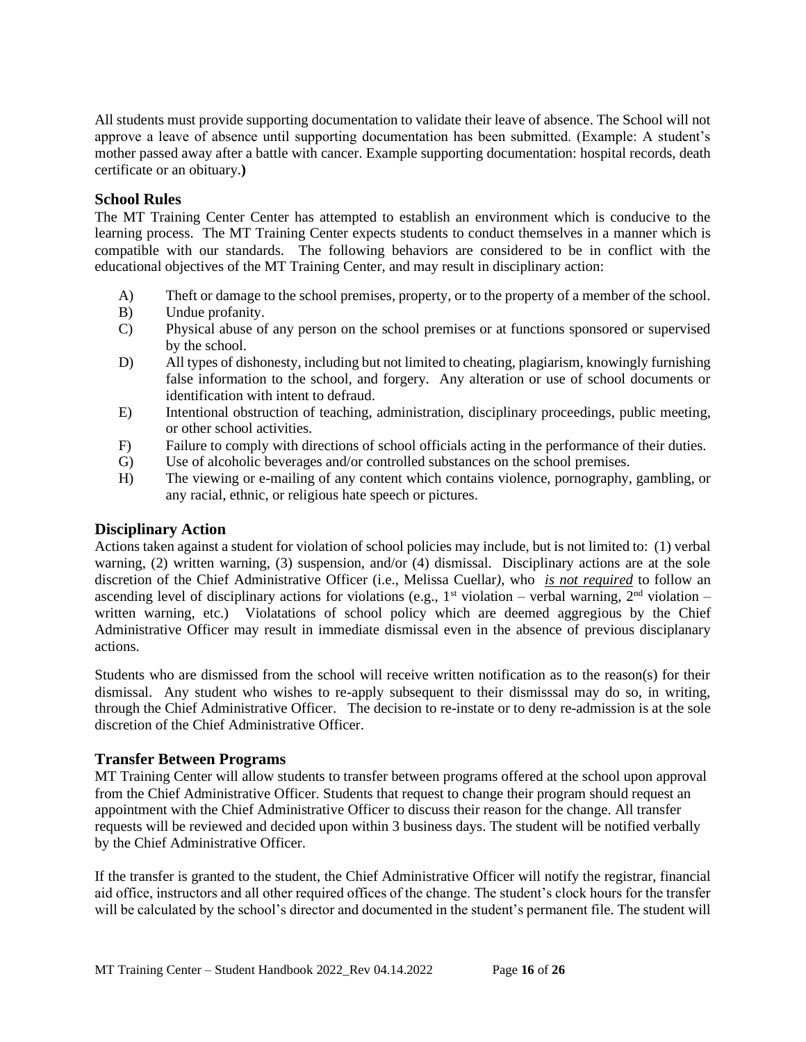All students must provide supporting documentation to validate their leave of absence. The School will not approve a leave of absence until supporting documentation has been submitted. (Example: A student's mother passed away after a battle with cancer. Example supporting documentation: hospital records, death certificate or an obituary.**)**

### School Rules

The MT Training Center Center has attempted to establish an environment which is conducive to the learning process. The MT Training Center expects students to conduct themselves in a manner which is compatible with our standards. The following behaviors are considered to be in conflict with the educational objectives of the MT Training Center, and may result in disciplinary action:

A) Theft or damage to the school premises, property, or to the property of a member of the school.
B) Undue profanity.
C) Physical abuse of any person on the school premises or at functions sponsored or supervised by the school.
D) All types of dishonesty, including but not limited to cheating, plagiarism, knowingly furnishing false information to the school, and forgery. Any alteration or use of school documents or identification with intent to defraud.
E) Intentional obstruction of teaching, administration, disciplinary proceedings, public meeting, or other school activities.
F) Failure to comply with directions of school officials acting in the performance of their duties.
G) Use of alcoholic beverages and/or controlled substances on the school premises.
H) The viewing or e-mailing of any content which contains violence, pornography, gambling, or any racial, ethnic, or religious hate speech or pictures.

### Disciplinary Action

Actions taken against a student for violation of school policies may include, but is not limited to: (1) verbal warning, (2) written warning, (3) suspension, and/or (4) dismissal. Disciplinary actions are at the sole discretion of the Chief Administrative Officer (i.e., Melissa Cuellar*)*, who ***is not required*** to follow an ascending level of disciplinary actions for violations (e.g., 1st violation – verbal warning, 2nd violation – written warning, etc.) Violatations of school policy which are deemed aggregious by the Chief Administrative Officer may result in immediate dismissal even in the absence of previous disciplanary actions.

Students who are dismissed from the school will receive written notification as to the reason(s) for their dismissal. Any student who wishes to re-apply subsequent to their dismisssal may do so, in writing, through the Chief Administrative Officer. The decision to re-instate or to deny re-admission is at the sole discretion of the Chief Administrative Officer.

### Transfer Between Programs

MT Training Center will allow students to transfer between programs offered at the school upon approval from the Chief Administrative Officer. Students that request to change their program should request an appointment with the Chief Administrative Officer to discuss their reason for the change. All transfer requests will be reviewed and decided upon within 3 business days. The student will be notified verbally by the Chief Administrative Officer.

If the transfer is granted to the student, the Chief Administrative Officer will notify the registrar, financial aid office, instructors and all other required offices of the change. The student's clock hours for the transfer will be calculated by the school's director and documented in the student's permanent file. The student will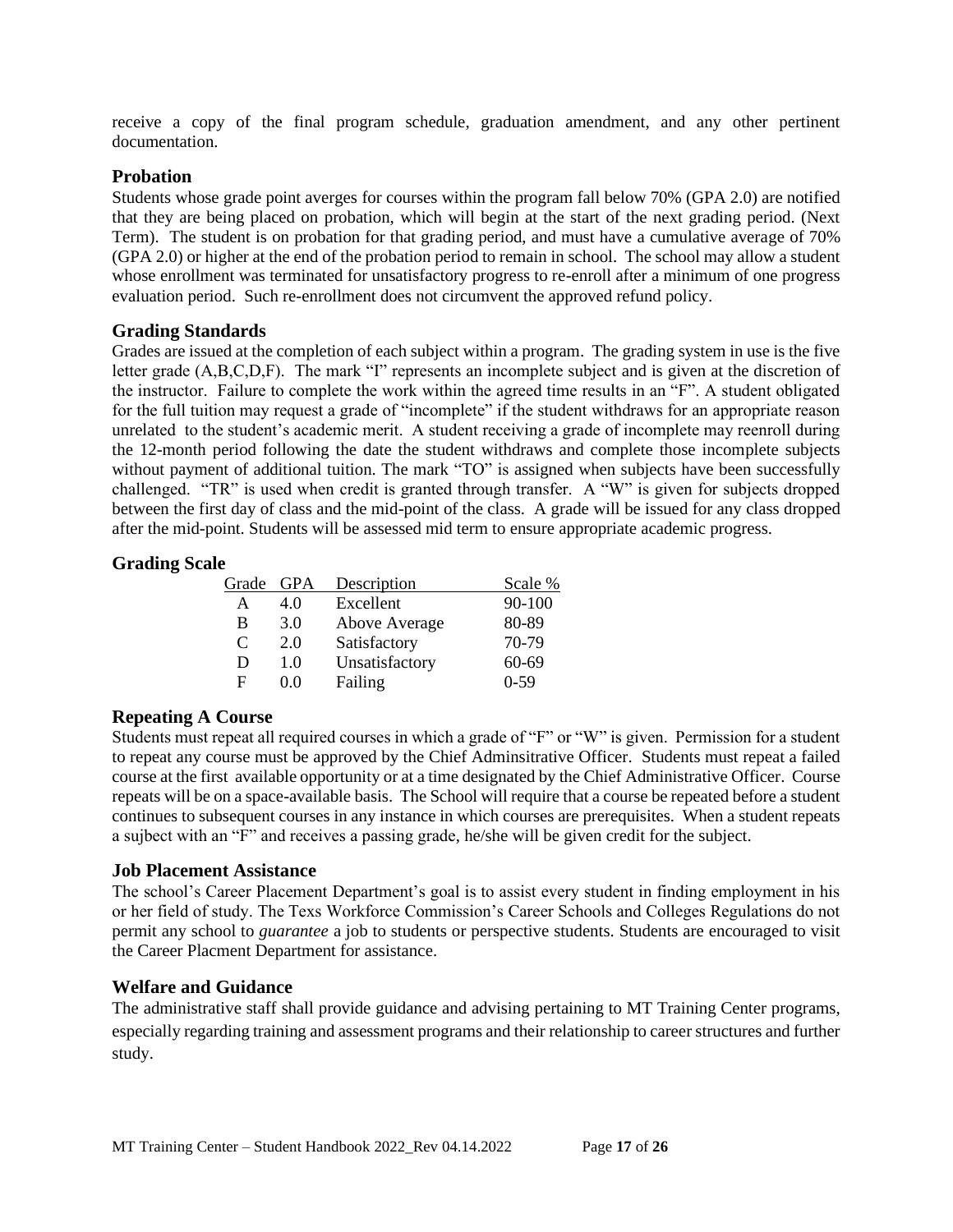receive a copy of the final program schedule, graduation amendment, and any other pertinent documentation.

## Probation

Students whose grade point averges for courses within the program fall below 70% (GPA 2.0) are notified that they are being placed on probation, which will begin at the start of the next grading period. (Next Term). The student is on probation for that grading period, and must have a cumulative average of 70% (GPA 2.0) or higher at the end of the probation period to remain in school. The school may allow a student whose enrollment was terminated for unsatisfactory progress to re-enroll after a minimum of one progress evaluation period. Such re-enrollment does not circumvent the approved refund policy.

## Grading Standards

Grades are issued at the completion of each subject within a program. The grading system in use is the five letter grade (A,B,C,D,F). The mark "I" represents an incomplete subject and is given at the discretion of the instructor. Failure to complete the work within the agreed time results in an "F". A student obligated for the full tuition may request a grade of "incomplete" if the student withdraws for an appropriate reason unrelated to the student's academic merit. A student receiving a grade of incomplete may reenroll during the 12-month period following the date the student withdraws and complete those incomplete subjects without payment of additional tuition. The mark "TO" is assigned when subjects have been successfully challenged. "TR" is used when credit is granted through transfer. A "W" is given for subjects dropped between the first day of class and the mid-point of the class. A grade will be issued for any class dropped after the mid-point. Students will be assessed mid term to ensure appropriate academic progress.

## Grading Scale

| Grade | GPA | Description | Scale % |
|---|---|---|---|
| A | 4.0 | Excellent | 90-100 |
| B | 3.0 | Above Average | 80-89 |
| C | 2.0 | Satisfactory | 70-79 |
| D | 1.0 | Unsatisfactory | 60-69 |
| F | 0.0 | Failing | 0-59 |

## Repeating A Course

Students must repeat all required courses in which a grade of "F" or "W" is given. Permission for a student to repeat any course must be approved by the Chief Adminsitrative Officer. Students must repeat a failed course at the first available opportunity or at a time designated by the Chief Administrative Officer. Course repeats will be on a space-available basis. The School will require that a course be repeated before a student continues to subsequent courses in any instance in which courses are prerequisites. When a student repeats a sujbect with an "F" and receives a passing grade, he/she will be given credit for the subject.

## Job Placement Assistance

The school's Career Placement Department's goal is to assist every student in finding employment in his or her field of study. The Texs Workforce Commission's Career Schools and Colleges Regulations do not permit any school to *guarantee* a job to students or perspective students. Students are encouraged to visit the Career Placment Department for assistance.

## Welfare and Guidance

The administrative staff shall provide guidance and advising pertaining to MT Training Center programs, especially regarding training and assessment programs and their relationship to career structures and further study.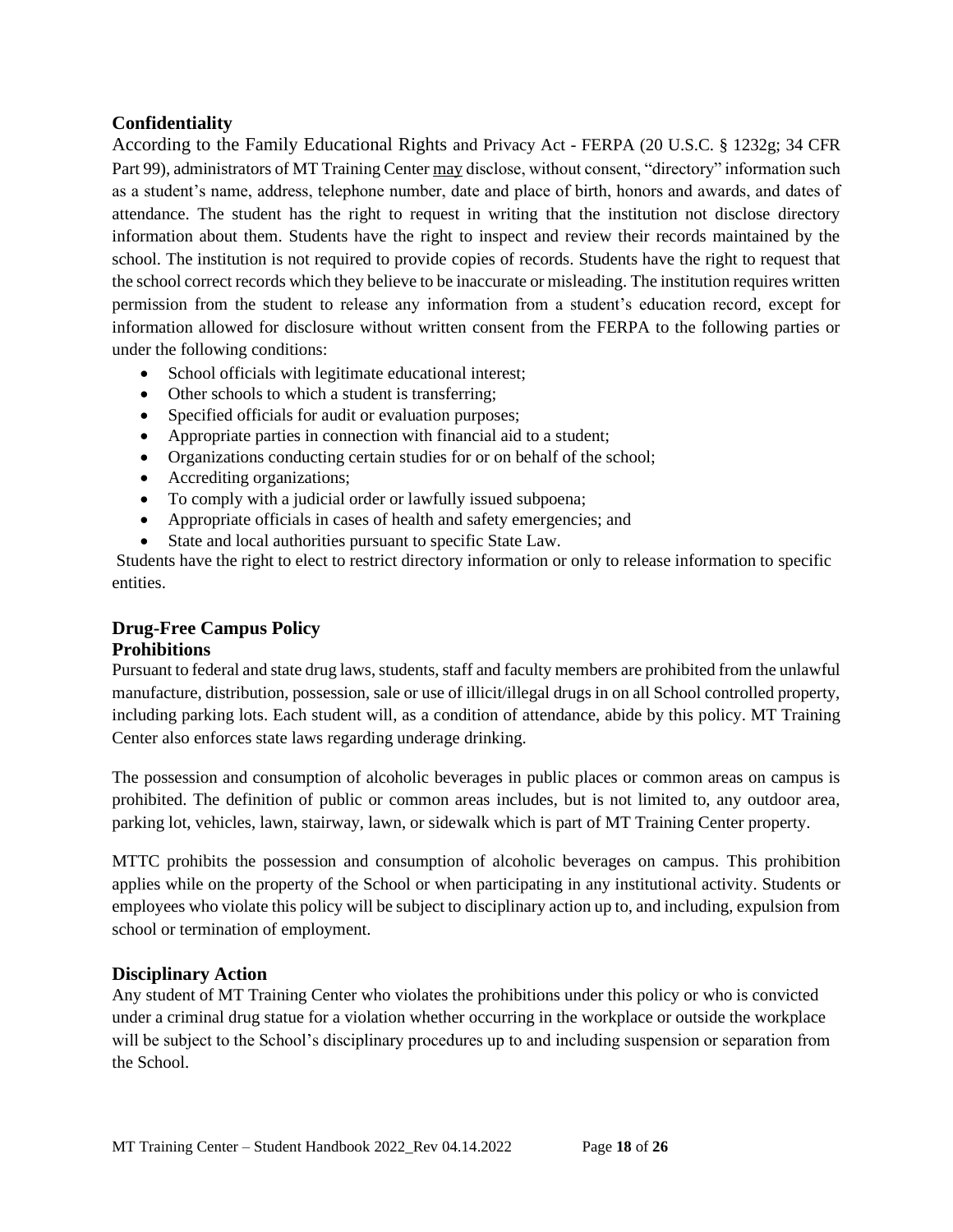## Confidentiality

According to the Family Educational Rights and Privacy Act - FERPA (20 U.S.C. § 1232g; 34 CFR Part 99), administrators of MT Training Center may disclose, without consent, "directory" information such as a student's name, address, telephone number, date and place of birth, honors and awards, and dates of attendance. The student has the right to request in writing that the institution not disclose directory information about them. Students have the right to inspect and review their records maintained by the school. The institution is not required to provide copies of records. Students have the right to request that the school correct records which they believe to be inaccurate or misleading. The institution requires written permission from the student to release any information from a student's education record, except for information allowed for disclosure without written consent from the FERPA to the following parties or under the following conditions:

- School officials with legitimate educational interest;
- Other schools to which a student is transferring;
- Specified officials for audit or evaluation purposes;
- Appropriate parties in connection with financial aid to a student;
- Organizations conducting certain studies for or on behalf of the school;
- Accrediting organizations;
- To comply with a judicial order or lawfully issued subpoena;
- Appropriate officials in cases of health and safety emergencies; and
- State and local authorities pursuant to specific State Law.

Students have the right to elect to restrict directory information or only to release information to specific entities.

## Drug-Free Campus Policy

### Prohibitions

Pursuant to federal and state drug laws, students, staff and faculty members are prohibited from the unlawful manufacture, distribution, possession, sale or use of illicit/illegal drugs in on all School controlled property, including parking lots. Each student will, as a condition of attendance, abide by this policy. MT Training Center also enforces state laws regarding underage drinking.

The possession and consumption of alcoholic beverages in public places or common areas on campus is prohibited. The definition of public or common areas includes, but is not limited to, any outdoor area, parking lot, vehicles, lawn, stairway, lawn, or sidewalk which is part of MT Training Center property.

MTTC prohibits the possession and consumption of alcoholic beverages on campus. This prohibition applies while on the property of the School or when participating in any institutional activity. Students or employees who violate this policy will be subject to disciplinary action up to, and including, expulsion from school or termination of employment.

## Disciplinary Action

Any student of MT Training Center who violates the prohibitions under this policy or who is convicted under a criminal drug statue for a violation whether occurring in the workplace or outside the workplace will be subject to the School's disciplinary procedures up to and including suspension or separation from the School.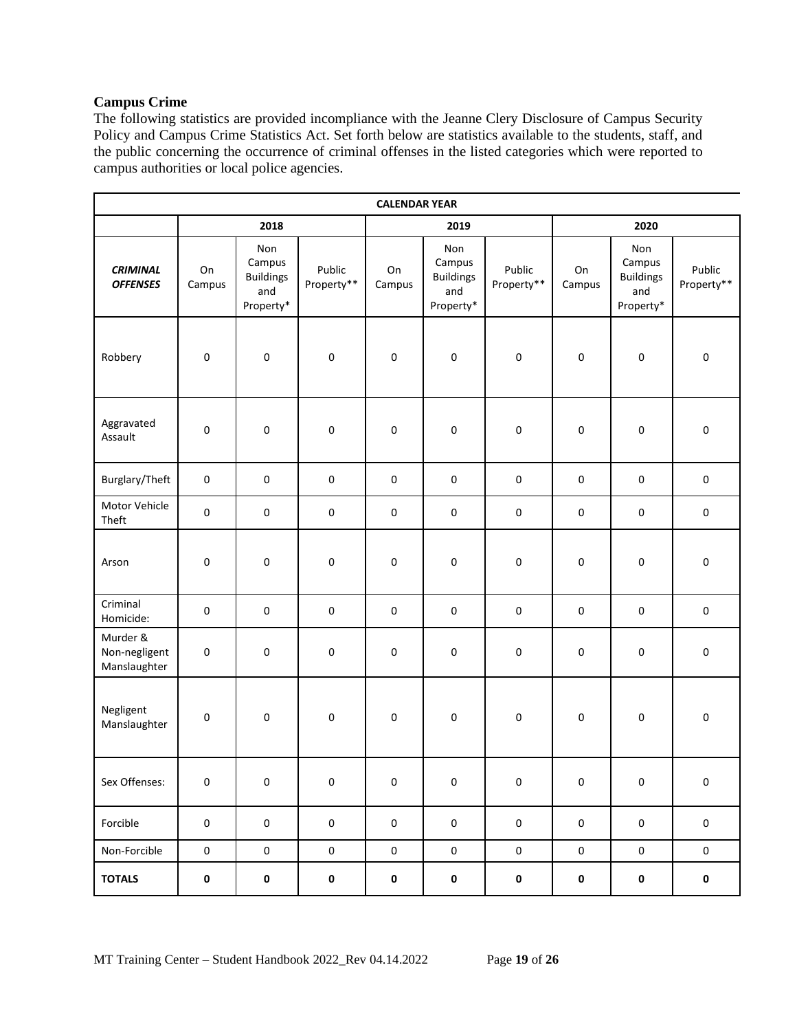**Campus Crime**

The following statistics are provided incompliance with the Jeanne Clery Disclosure of Campus Security Policy and Campus Crime Statistics Act. Set forth below are statistics available to the students, staff, and the public concerning the occurrence of criminal offenses in the listed categories which were reported to campus authorities or local police agencies.

| CALENDAR YEAR | | | | | | | | | |
|---|---|---|---|---|---|---|---|---|---|
| | 2018 | | | 2019 | | | 2020 | | |
| ***CRIMINAL OFFENSES*** | On Campus | Non Campus Buildings and Property* | Public Property** | On Campus | Non Campus Buildings and Property* | Public Property** | On Campus | Non Campus Buildings and Property* | Public Property** |
| Robbery | 0 | 0 | 0 | 0 | 0 | 0 | 0 | 0 | 0 |
| Aggravated Assault | 0 | 0 | 0 | 0 | 0 | 0 | 0 | 0 | 0 |
| Burglary/Theft | 0 | 0 | 0 | 0 | 0 | 0 | 0 | 0 | 0 |
| Motor Vehicle Theft | 0 | 0 | 0 | 0 | 0 | 0 | 0 | 0 | 0 |
| Arson | 0 | 0 | 0 | 0 | 0 | 0 | 0 | 0 | 0 |
| Criminal Homicide: | 0 | 0 | 0 | 0 | 0 | 0 | 0 | 0 | 0 |
| Murder & Non-negligent Manslaughter | 0 | 0 | 0 | 0 | 0 | 0 | 0 | 0 | 0 |
| Negligent Manslaughter | 0 | 0 | 0 | 0 | 0 | 0 | 0 | 0 | 0 |
| Sex Offenses: | 0 | 0 | 0 | 0 | 0 | 0 | 0 | 0 | 0 |
| Forcible | 0 | 0 | 0 | 0 | 0 | 0 | 0 | 0 | 0 |
| Non-Forcible | 0 | 0 | 0 | 0 | 0 | 0 | 0 | 0 | 0 |
| **TOTALS** | **0** | **0** | **0** | **0** | **0** | **0** | **0** | **0** | **0** |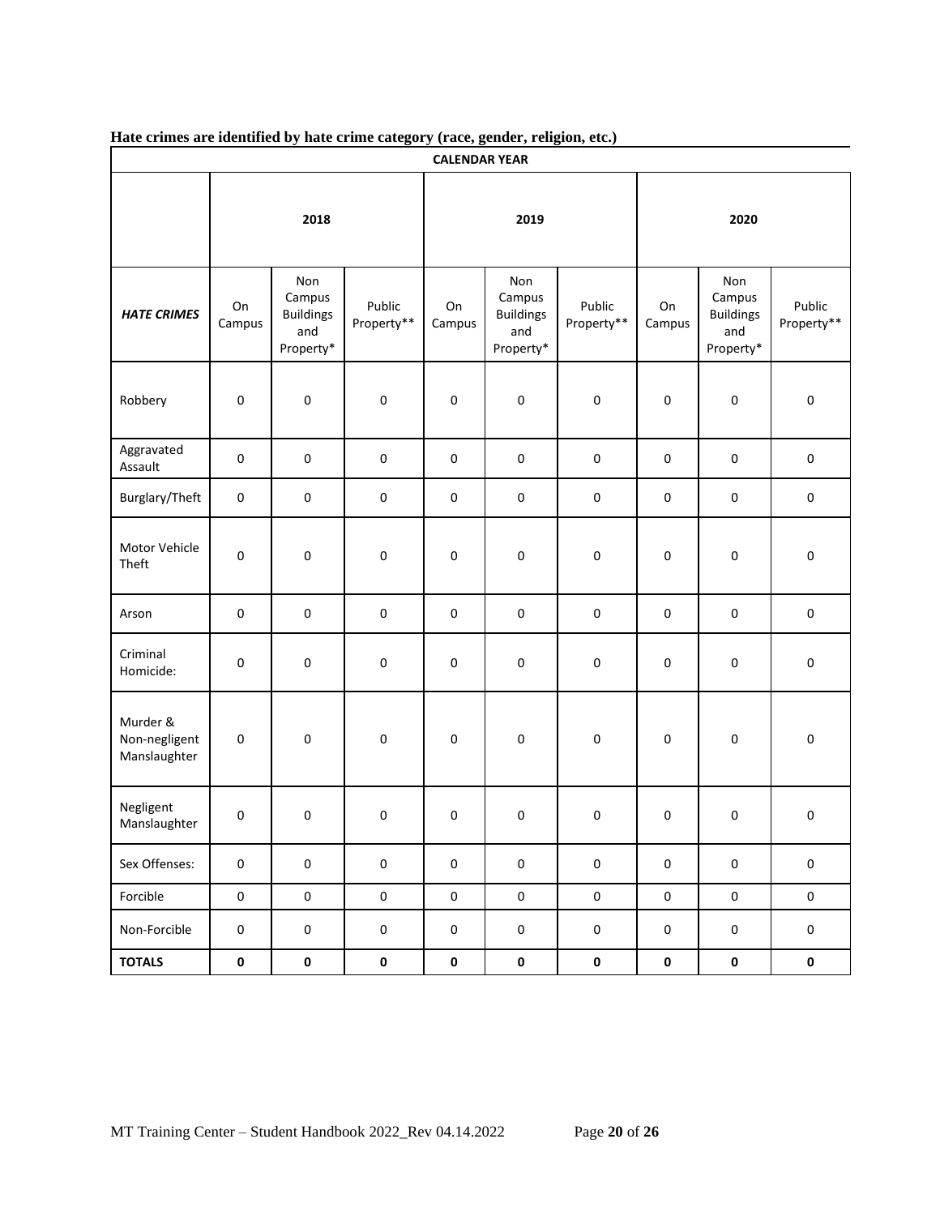**Hate crimes are identified by hate crime category (race, gender, religion, etc.)**

| | CALENDAR YEAR | | | | | | | | |
|---|---|---|---|---|---|---|---|---|---|
| | 2018 | | | 2019 | | | 2020 | | |
| ***HATE CRIMES*** | On Campus | Non Campus Buildings and Property* | Public Property** | On Campus | Non Campus Buildings and Property* | Public Property** | On Campus | Non Campus Buildings and Property* | Public Property** |
| Robbery | 0 | 0 | 0 | 0 | 0 | 0 | 0 | 0 | 0 |
| Aggravated Assault | 0 | 0 | 0 | 0 | 0 | 0 | 0 | 0 | 0 |
| Burglary/Theft | 0 | 0 | 0 | 0 | 0 | 0 | 0 | 0 | 0 |
| Motor Vehicle Theft | 0 | 0 | 0 | 0 | 0 | 0 | 0 | 0 | 0 |
| Arson | 0 | 0 | 0 | 0 | 0 | 0 | 0 | 0 | 0 |
| Criminal Homicide: | 0 | 0 | 0 | 0 | 0 | 0 | 0 | 0 | 0 |
| Murder & Non-negligent Manslaughter | 0 | 0 | 0 | 0 | 0 | 0 | 0 | 0 | 0 |
| Negligent Manslaughter | 0 | 0 | 0 | 0 | 0 | 0 | 0 | 0 | 0 |
| Sex Offenses: | 0 | 0 | 0 | 0 | 0 | 0 | 0 | 0 | 0 |
| Forcible | 0 | 0 | 0 | 0 | 0 | 0 | 0 | 0 | 0 |
| Non-Forcible | 0 | 0 | 0 | 0 | 0 | 0 | 0 | 0 | 0 |
| **TOTALS** | **0** | **0** | **0** | **0** | **0** | **0** | **0** | **0** | **0** |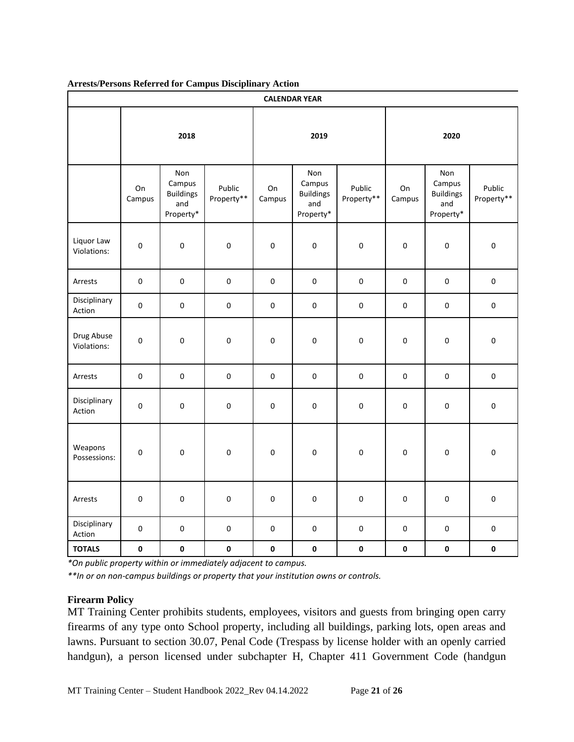**Arrests/Persons Referred for Campus Disciplinary Action**

| CALENDAR YEAR | | | | | | | | | |
|---|---|---|---|---|---|---|---|---|---|
| | 2018 | | | 2019 | | | 2020 | | |
| | On Campus | Non Campus Buildings and Property* | Public Property** | On Campus | Non Campus Buildings and Property* | Public Property** | On Campus | Non Campus Buildings and Property* | Public Property** |
| Liquor Law Violations: | 0 | 0 | 0 | 0 | 0 | 0 | 0 | 0 | 0 |
| Arrests | 0 | 0 | 0 | 0 | 0 | 0 | 0 | 0 | 0 |
| Disciplinary Action | 0 | 0 | 0 | 0 | 0 | 0 | 0 | 0 | 0 |
| Drug Abuse Violations: | 0 | 0 | 0 | 0 | 0 | 0 | 0 | 0 | 0 |
| Arrests | 0 | 0 | 0 | 0 | 0 | 0 | 0 | 0 | 0 |
| Disciplinary Action | 0 | 0 | 0 | 0 | 0 | 0 | 0 | 0 | 0 |
| Weapons Possessions: | 0 | 0 | 0 | 0 | 0 | 0 | 0 | 0 | 0 |
| Arrests | 0 | 0 | 0 | 0 | 0 | 0 | 0 | 0 | 0 |
| Disciplinary Action | 0 | 0 | 0 | 0 | 0 | 0 | 0 | 0 | 0 |
| **TOTALS** | **0** | **0** | **0** | **0** | **0** | **0** | **0** | **0** | **0** |

*\*On public property within or immediately adjacent to campus.*

*\*\*In or on non-campus buildings or property that your institution owns or controls.*

**Firearm Policy**

MT Training Center prohibits students, employees, visitors and guests from bringing open carry firearms of any type onto School property, including all buildings, parking lots, open areas and lawns. Pursuant to section 30.07, Penal Code (Trespass by license holder with an openly carried handgun), a person licensed under subchapter H, Chapter 411 Government Code (handgun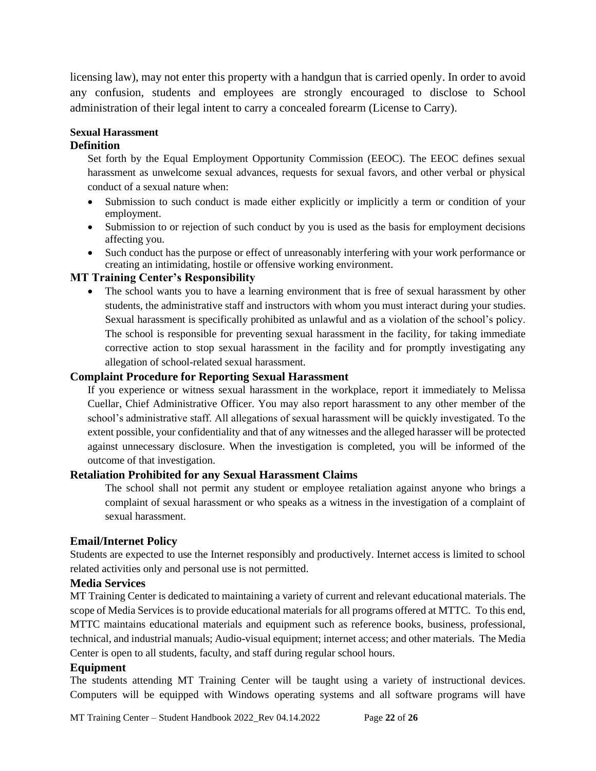licensing law), may not enter this property with a handgun that is carried openly. In order to avoid any confusion, students and employees are strongly encouraged to disclose to School administration of their legal intent to carry a concealed forearm (License to Carry).

**Sexual Harassment**

### Definition

Set forth by the Equal Employment Opportunity Commission (EEOC). The EEOC defines sexual harassment as unwelcome sexual advances, requests for sexual favors, and other verbal or physical conduct of a sexual nature when:

- Submission to such conduct is made either explicitly or implicitly a term or condition of your employment.
- Submission to or rejection of such conduct by you is used as the basis for employment decisions affecting you.
- Such conduct has the purpose or effect of unreasonably interfering with your work performance or creating an intimidating, hostile or offensive working environment.

### MT Training Center's Responsibility

- The school wants you to have a learning environment that is free of sexual harassment by other students, the administrative staff and instructors with whom you must interact during your studies. Sexual harassment is specifically prohibited as unlawful and as a violation of the school's policy. The school is responsible for preventing sexual harassment in the facility, for taking immediate corrective action to stop sexual harassment in the facility and for promptly investigating any allegation of school-related sexual harassment.

### Complaint Procedure for Reporting Sexual Harassment

If you experience or witness sexual harassment in the workplace, report it immediately to Melissa Cuellar, Chief Administrative Officer. You may also report harassment to any other member of the school's administrative staff. All allegations of sexual harassment will be quickly investigated. To the extent possible, your confidentiality and that of any witnesses and the alleged harasser will be protected against unnecessary disclosure. When the investigation is completed, you will be informed of the outcome of that investigation.

### Retaliation Prohibited for any Sexual Harassment Claims

The school shall not permit any student or employee retaliation against anyone who brings a complaint of sexual harassment or who speaks as a witness in the investigation of a complaint of sexual harassment.

### Email/Internet Policy

Students are expected to use the Internet responsibly and productively. Internet access is limited to school related activities only and personal use is not permitted.

### Media Services

MT Training Center is dedicated to maintaining a variety of current and relevant educational materials. The scope of Media Services is to provide educational materials for all programs offered at MTTC. To this end, MTTC maintains educational materials and equipment such as reference books, business, professional, technical, and industrial manuals; Audio-visual equipment; internet access; and other materials. The Media Center is open to all students, faculty, and staff during regular school hours.

### Equipment

The students attending MT Training Center will be taught using a variety of instructional devices. Computers will be equipped with Windows operating systems and all software programs will have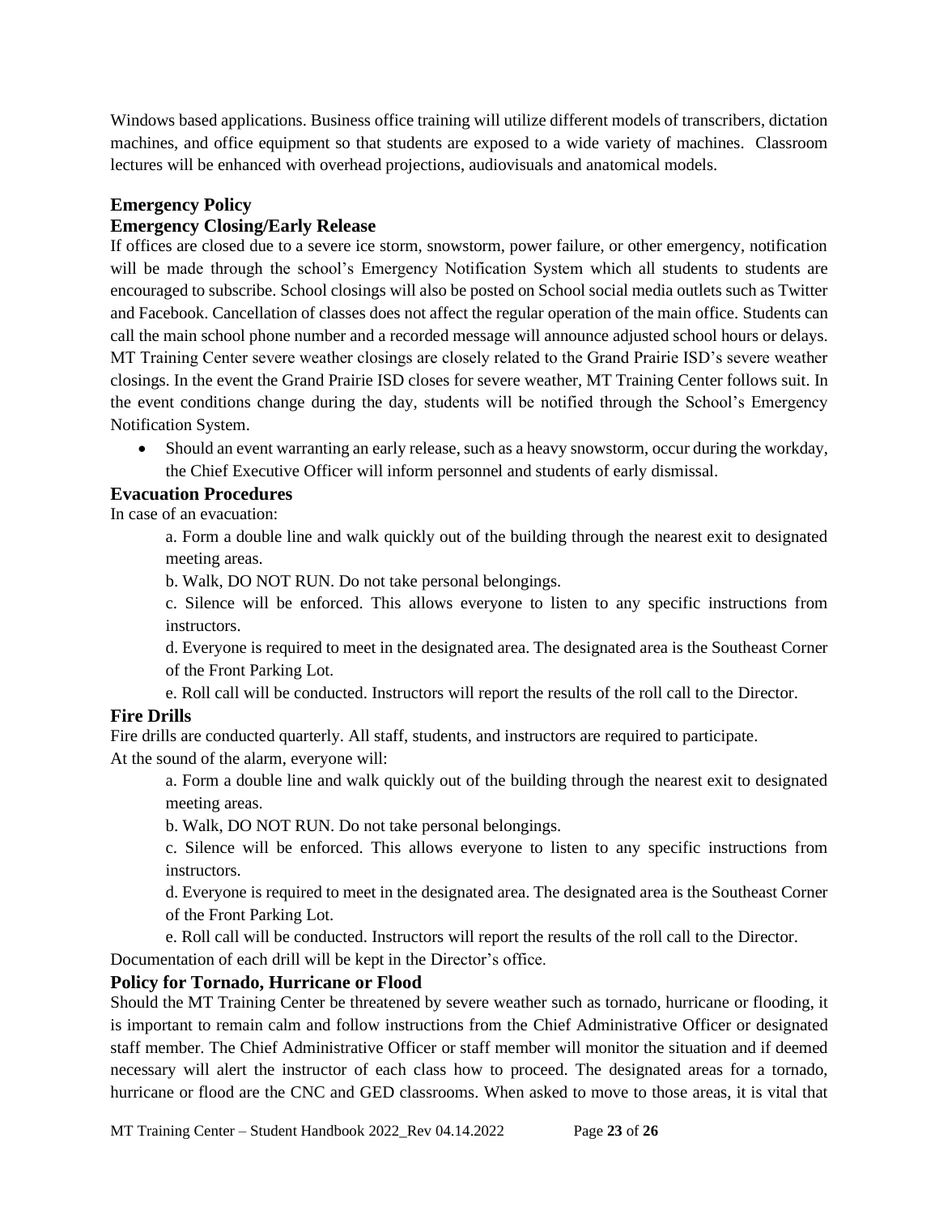Windows based applications. Business office training will utilize different models of transcribers, dictation machines, and office equipment so that students are exposed to a wide variety of machines. Classroom lectures will be enhanced with overhead projections, audiovisuals and anatomical models.

## Emergency Policy

### Emergency Closing/Early Release

If offices are closed due to a severe ice storm, snowstorm, power failure, or other emergency, notification will be made through the school's Emergency Notification System which all students to students are encouraged to subscribe. School closings will also be posted on School social media outlets such as Twitter and Facebook. Cancellation of classes does not affect the regular operation of the main office. Students can call the main school phone number and a recorded message will announce adjusted school hours or delays. MT Training Center severe weather closings are closely related to the Grand Prairie ISD's severe weather closings. In the event the Grand Prairie ISD closes for severe weather, MT Training Center follows suit. In the event conditions change during the day, students will be notified through the School's Emergency Notification System.

- Should an event warranting an early release, such as a heavy snowstorm, occur during the workday, the Chief Executive Officer will inform personnel and students of early dismissal.

### Evacuation Procedures

In case of an evacuation:

a. Form a double line and walk quickly out of the building through the nearest exit to designated meeting areas.

b. Walk, DO NOT RUN. Do not take personal belongings.

c. Silence will be enforced. This allows everyone to listen to any specific instructions from instructors.

d. Everyone is required to meet in the designated area. The designated area is the Southeast Corner of the Front Parking Lot.

e. Roll call will be conducted. Instructors will report the results of the roll call to the Director.

### Fire Drills

Fire drills are conducted quarterly. All staff, students, and instructors are required to participate.
At the sound of the alarm, everyone will:

a. Form a double line and walk quickly out of the building through the nearest exit to designated meeting areas.

b. Walk, DO NOT RUN. Do not take personal belongings.

c. Silence will be enforced. This allows everyone to listen to any specific instructions from instructors.

d. Everyone is required to meet in the designated area. The designated area is the Southeast Corner of the Front Parking Lot.

e. Roll call will be conducted. Instructors will report the results of the roll call to the Director.

Documentation of each drill will be kept in the Director's office.

### Policy for Tornado, Hurricane or Flood

Should the MT Training Center be threatened by severe weather such as tornado, hurricane or flooding, it is important to remain calm and follow instructions from the Chief Administrative Officer or designated staff member. The Chief Administrative Officer or staff member will monitor the situation and if deemed necessary will alert the instructor of each class how to proceed. The designated areas for a tornado, hurricane or flood are the CNC and GED classrooms. When asked to move to those areas, it is vital that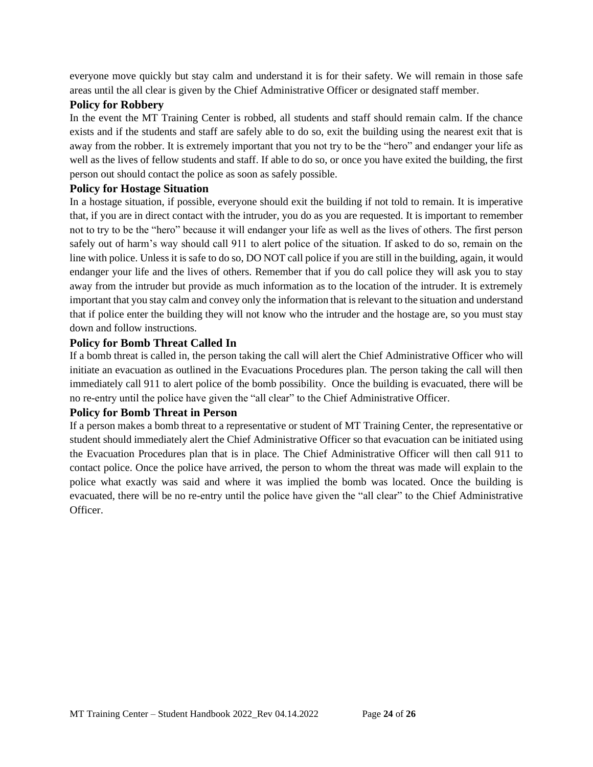everyone move quickly but stay calm and understand it is for their safety. We will remain in those safe areas until the all clear is given by the Chief Administrative Officer or designated staff member.

### Policy for Robbery

In the event the MT Training Center is robbed, all students and staff should remain calm. If the chance exists and if the students and staff are safely able to do so, exit the building using the nearest exit that is away from the robber. It is extremely important that you not try to be the "hero" and endanger your life as well as the lives of fellow students and staff. If able to do so, or once you have exited the building, the first person out should contact the police as soon as safely possible.

### Policy for Hostage Situation

In a hostage situation, if possible, everyone should exit the building if not told to remain. It is imperative that, if you are in direct contact with the intruder, you do as you are requested. It is important to remember not to try to be the "hero" because it will endanger your life as well as the lives of others. The first person safely out of harm's way should call 911 to alert police of the situation. If asked to do so, remain on the line with police. Unless it is safe to do so, DO NOT call police if you are still in the building, again, it would endanger your life and the lives of others. Remember that if you do call police they will ask you to stay away from the intruder but provide as much information as to the location of the intruder. It is extremely important that you stay calm and convey only the information that is relevant to the situation and understand that if police enter the building they will not know who the intruder and the hostage are, so you must stay down and follow instructions.

### Policy for Bomb Threat Called In

If a bomb threat is called in, the person taking the call will alert the Chief Administrative Officer who will initiate an evacuation as outlined in the Evacuations Procedures plan. The person taking the call will then immediately call 911 to alert police of the bomb possibility. Once the building is evacuated, there will be no re-entry until the police have given the "all clear" to the Chief Administrative Officer.

### Policy for Bomb Threat in Person

If a person makes a bomb threat to a representative or student of MT Training Center, the representative or student should immediately alert the Chief Administrative Officer so that evacuation can be initiated using the Evacuation Procedures plan that is in place. The Chief Administrative Officer will then call 911 to contact police. Once the police have arrived, the person to whom the threat was made will explain to the police what exactly was said and where it was implied the bomb was located. Once the building is evacuated, there will be no re-entry until the police have given the "all clear" to the Chief Administrative Officer.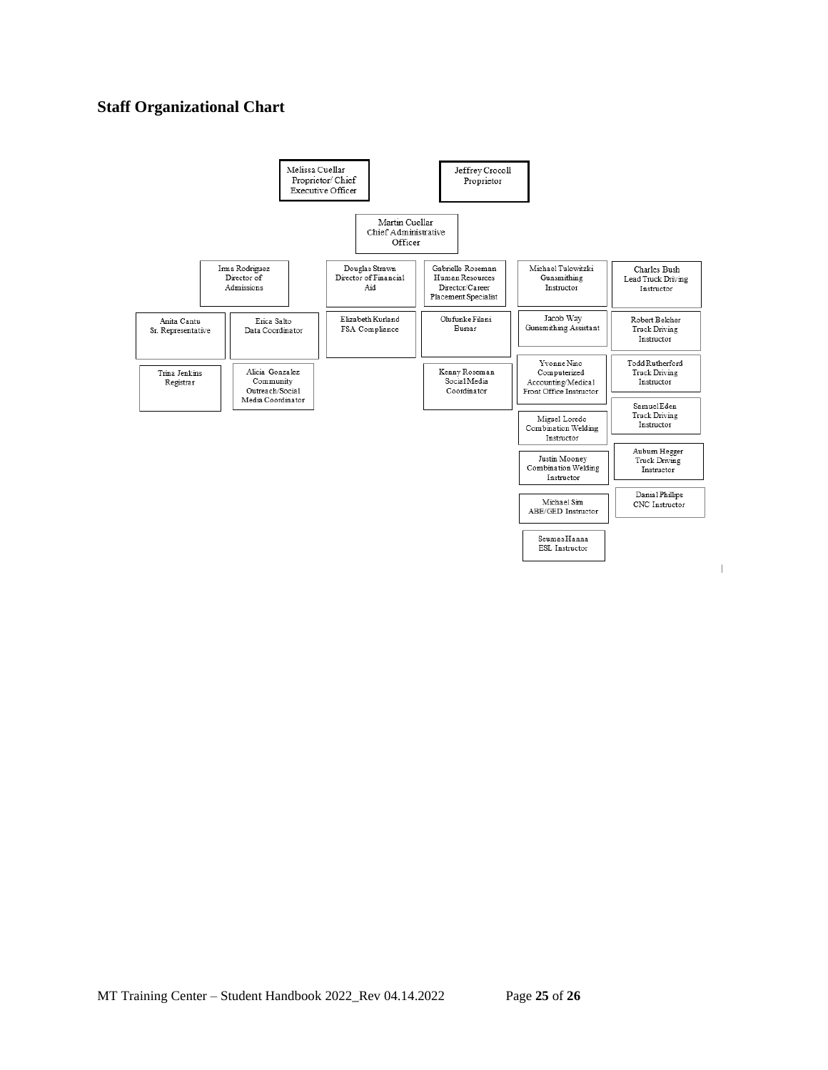## Staff Organizational Chart

- Melissa Cuellar – Proprietor/ Chief Executive Officer
- Jeffrey Crocoll – Proprietor
- Martin Cuellar – Chief Administrative Officer

**Irma Rodriguez – Director of Admissions**
- Anita Cantu – Sr. Representative
- Erica Salto – Data Coordinator
- Trina Jenkins – Registrar
- Alicia Gonzalez – Community Outreach/Social Media Coordinator

**Douglas Strawn – Director of Financial Aid**
- Elizabeth Kurland – FSA Compliance

**Gabrielle Roseman – Human Resources Director/Career Placement Specialist**
- Olufunke Filani – Bursar
- Kenny Roseman – Social Media Coordinator

**Michael Tulowitzki – Gunsmithing Instructor**
- Jacob Way – Gunsmithing Assistant
- Yvonne Nino – Computerized Accounting/Medical Front Office Instructor
- Miguel Loredo – Combination Welding Instructor
- Justin Mooney – Combination Welding Instructor
- Michael Sim – ABE/GED Instructor
- Seumas Hanna – ESL Instructor

**Charles Bush – Lead Truck Driving Instructor**
- Robert Belcher – Truck Driving Instructor
- Todd Rutherford – Truck Driving Instructor
- Samuel Eden – Truck Driving Instructor
- Auburn Hegger – Truck Driving Instructor
- Danial Phillips – CNC Instructor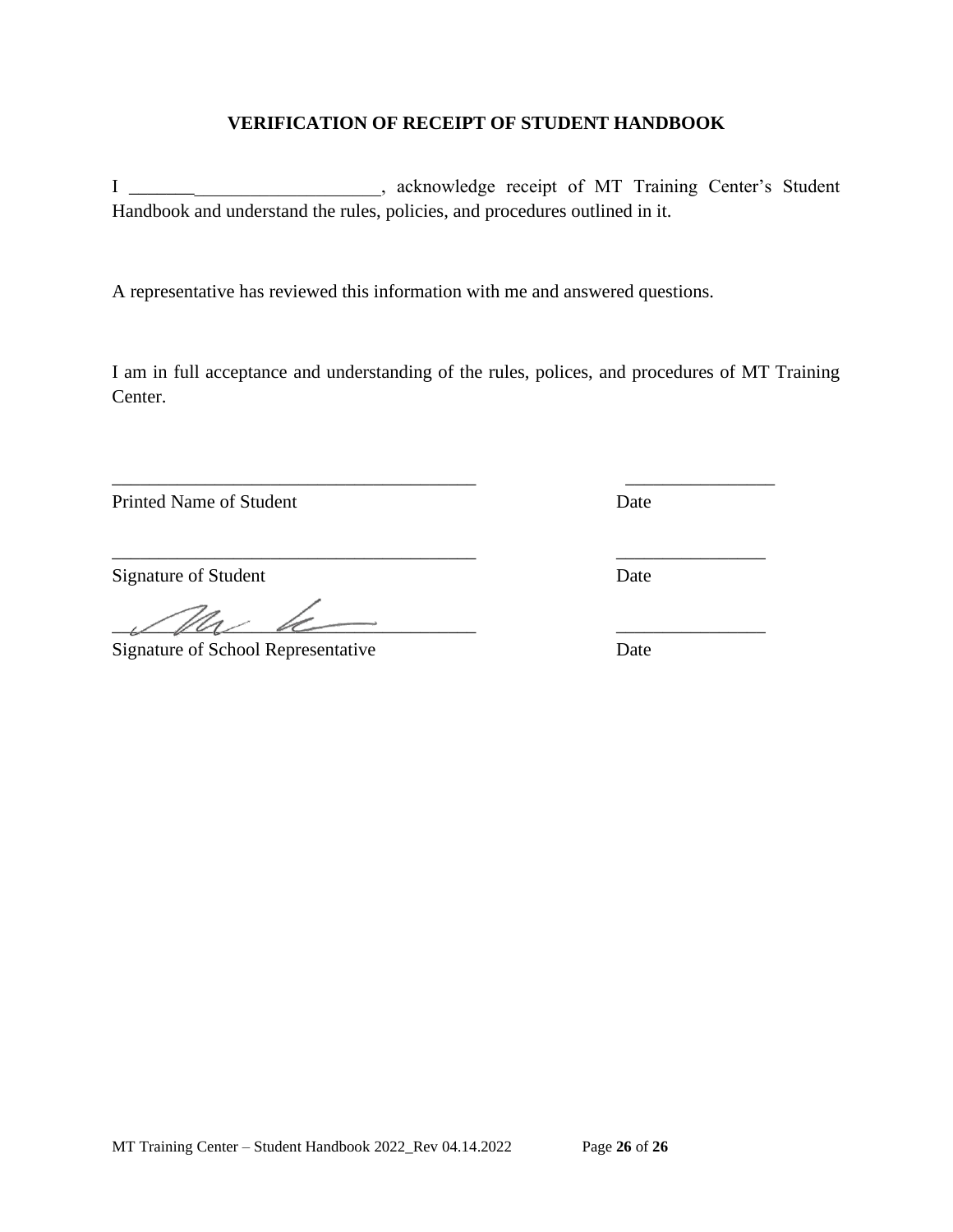**VERIFICATION OF RECEIPT OF STUDENT HANDBOOK**

I ___________________________, acknowledge receipt of MT Training Center's Student Handbook and understand the rules, policies, and procedures outlined in it.

A representative has reviewed this information with me and answered questions.

I am in full acceptance and understanding of the rules, polices, and procedures of MT Training Center.

________________________________________ ________________

Printed Name of Student Date

________________________________________ ________________

Signature of Student Date

________________________________________ ________________

Signature of School Representative Date